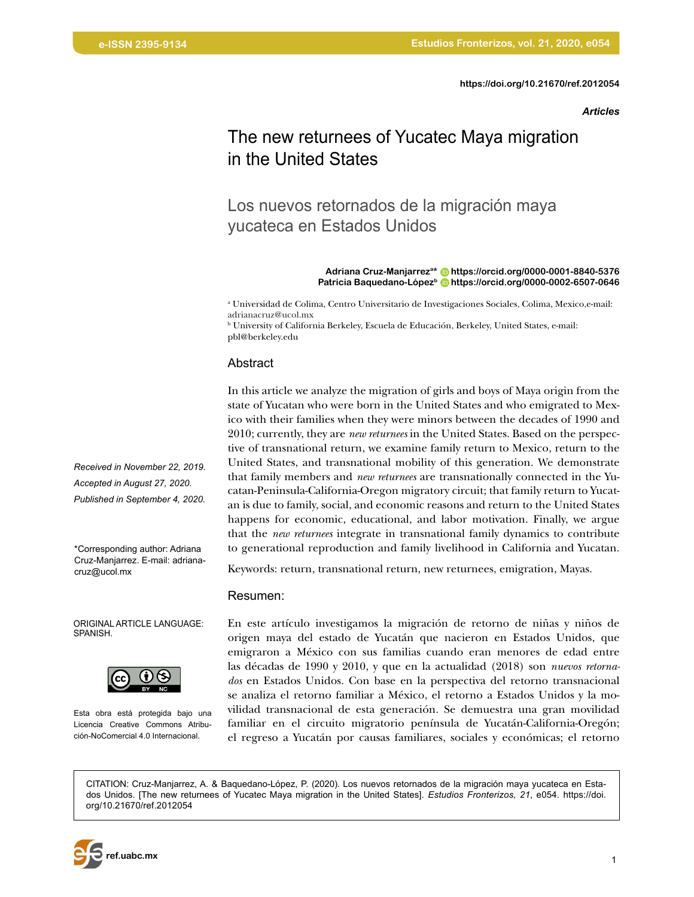https://doi.org/10.21670/ref.2012054

*Articles*

# The new returnees of Yucatec Maya migration in the United States

## Los nuevos retornados de la migración maya yucateca en Estados Unidos

**Adriana Cruz-Manjarrez**[a*] **https://orcid.org/0000-0001-8840-5376**
**Patricia Baquedano-López**[b] **https://orcid.org/0000-0002-6507-0646**

[a] Universidad de Colima, Centro Universitario de Investigaciones Sociales, Colima, Mexico,e-mail: adrianacruz@ucol.mx
[b] University of California Berkeley, Escuela de Educación, Berkeley, United States, e-mail: pbl@berkeley.edu

*Received in November 22, 2019.*
*Accepted in August 27, 2020.*
*Published in September 4, 2020.*

*Corresponding author: Adriana Cruz-Manjarrez. E-mail: adriana-cruz@ucol.mx

ORIGINAL ARTICLE LANGUAGE: SPANISH.

Esta obra está protegida bajo una Licencia Creative Commons Atribución-NoComercial 4.0 Internacional.

### Abstract

In this article we analyze the migration of girls and boys of Maya origin from the state of Yucatan who were born in the United States and who emigrated to Mexico with their families when they were minors between the decades of 1990 and 2010; currently, they are *new returnees* in the United States. Based on the perspective of transnational return, we examine family return to Mexico, return to the United States, and transnational mobility of this generation. We demonstrate that family members and *new returnees* are transnationally connected in the Yucatan-Peninsula-California-Oregon migratory circuit; that family return to Yucatan is due to family, social, and economic reasons and return to the United States happens for economic, educational, and labor motivation. Finally, we argue that the *new returnees* integrate in transnational family dynamics to contribute to generational reproduction and family livelihood in California and Yucatan.

Keywords: return, transnational return, new returnees, emigration, Mayas.

### Resumen:

En este artículo investigamos la migración de retorno de niñas y niños de origen maya del estado de Yucatán que nacieron en Estados Unidos, que emigraron a México con sus familias cuando eran menores de edad entre las décadas de 1990 y 2010, y que en la actualidad (2018) son *nuevos retornados* en Estados Unidos. Con base en la perspectiva del retorno transnacional se analiza el retorno familiar a México, el retorno a Estados Unidos y la movilidad transnacional de esta generación. Se demuestra una gran movilidad familiar en el circuito migratorio península de Yucatán-California-Oregón; el regreso a Yucatán por causas familiares, sociales y económicas; el retorno

CITATION: Cruz-Manjarrez, A. & Baquedano-López, P. (2020). Los nuevos retornados de la migración maya yucateca en Estados Unidos. [The new returnees of Yucatec Maya migration in the United States]. *Estudios Fronterizos, 21*, e054. https://doi.org/10.21670/ref.2012054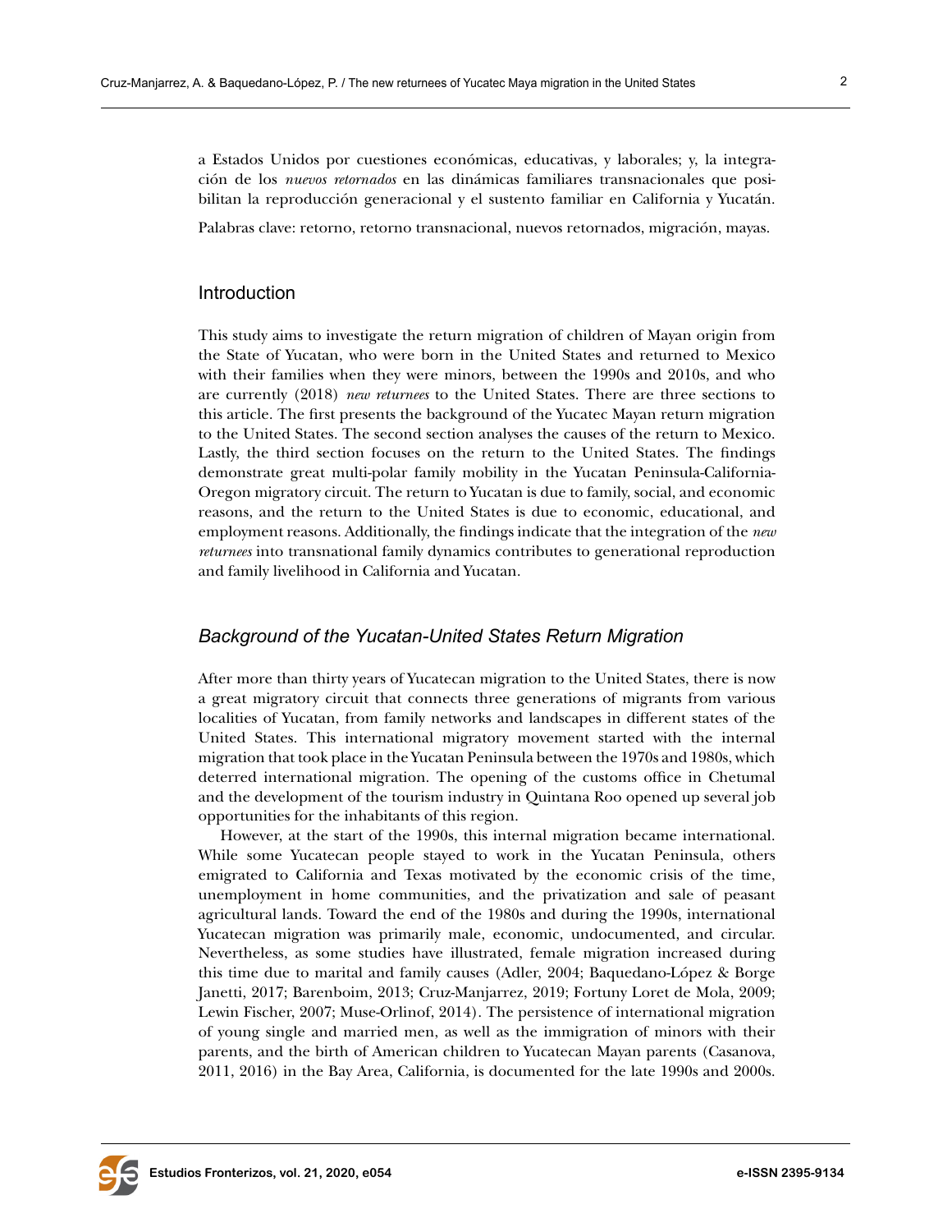a Estados Unidos por cuestiones económicas, educativas, y laborales; y, la integración de los *nuevos retornados* en las dinámicas familiares transnacionales que posibilitan la reproducción generacional y el sustento familiar en California y Yucatán.

Palabras clave: retorno, retorno transnacional, nuevos retornados, migración, mayas.

## Introduction

This study aims to investigate the return migration of children of Mayan origin from the State of Yucatan, who were born in the United States and returned to Mexico with their families when they were minors, between the 1990s and 2010s, and who are currently (2018) *new returnees* to the United States. There are three sections to this article. The first presents the background of the Yucatec Mayan return migration to the United States. The second section analyses the causes of the return to Mexico. Lastly, the third section focuses on the return to the United States. The findings demonstrate great multi-polar family mobility in the Yucatan Peninsula-California-Oregon migratory circuit. The return to Yucatan is due to family, social, and economic reasons, and the return to the United States is due to economic, educational, and employment reasons. Additionally, the findings indicate that the integration of the *new returnees* into transnational family dynamics contributes to generational reproduction and family livelihood in California and Yucatan.

### *Background of the Yucatan-United States Return Migration*

After more than thirty years of Yucatecan migration to the United States, there is now a great migratory circuit that connects three generations of migrants from various localities of Yucatan, from family networks and landscapes in different states of the United States. This international migratory movement started with the internal migration that took place in the Yucatan Peninsula between the 1970s and 1980s, which deterred international migration. The opening of the customs office in Chetumal and the development of the tourism industry in Quintana Roo opened up several job opportunities for the inhabitants of this region.

However, at the start of the 1990s, this internal migration became international. While some Yucatecan people stayed to work in the Yucatan Peninsula, others emigrated to California and Texas motivated by the economic crisis of the time, unemployment in home communities, and the privatization and sale of peasant agricultural lands. Toward the end of the 1980s and during the 1990s, international Yucatecan migration was primarily male, economic, undocumented, and circular. Nevertheless, as some studies have illustrated, female migration increased during this time due to marital and family causes (Adler, 2004; Baquedano-López & Borge Janetti, 2017; Barenboim, 2013; Cruz-Manjarrez, 2019; Fortuny Loret de Mola, 2009; Lewin Fischer, 2007; Muse-Orlinof, 2014). The persistence of international migration of young single and married men, as well as the immigration of minors with their parents, and the birth of American children to Yucatecan Mayan parents (Casanova, 2011, 2016) in the Bay Area, California, is documented for the late 1990s and 2000s.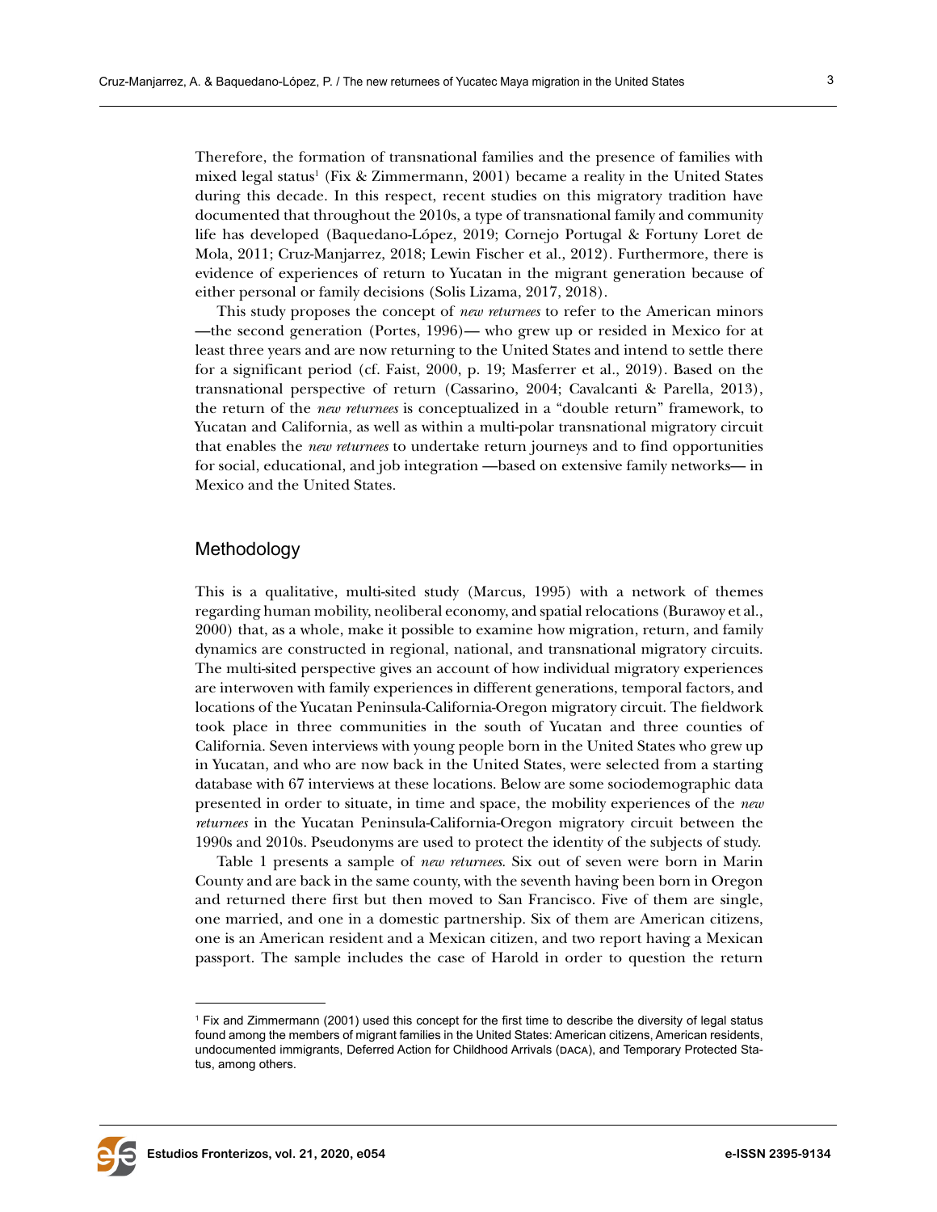Therefore, the formation of transnational families and the presence of families with mixed legal status[1] (Fix & Zimmermann, 2001) became a reality in the United States during this decade. In this respect, recent studies on this migratory tradition have documented that throughout the 2010s, a type of transnational family and community life has developed (Baquedano-López, 2019; Cornejo Portugal & Fortuny Loret de Mola, 2011; Cruz-Manjarrez, 2018; Lewin Fischer et al., 2012). Furthermore, there is evidence of experiences of return to Yucatan in the migrant generation because of either personal or family decisions (Solis Lizama, 2017, 2018).

This study proposes the concept of *new returnees* to refer to the American minors —the second generation (Portes, 1996)— who grew up or resided in Mexico for at least three years and are now returning to the United States and intend to settle there for a significant period (cf. Faist, 2000, p. 19; Masferrer et al., 2019). Based on the transnational perspective of return (Cassarino, 2004; Cavalcanti & Parella, 2013), the return of the *new returnees* is conceptualized in a "double return" framework, to Yucatan and California, as well as within a multi-polar transnational migratory circuit that enables the *new returnees* to undertake return journeys and to find opportunities for social, educational, and job integration —based on extensive family networks— in Mexico and the United States.

## Methodology

This is a qualitative, multi-sited study (Marcus, 1995) with a network of themes regarding human mobility, neoliberal economy, and spatial relocations (Burawoy et al., 2000) that, as a whole, make it possible to examine how migration, return, and family dynamics are constructed in regional, national, and transnational migratory circuits. The multi-sited perspective gives an account of how individual migratory experiences are interwoven with family experiences in different generations, temporal factors, and locations of the Yucatan Peninsula-California-Oregon migratory circuit. The fieldwork took place in three communities in the south of Yucatan and three counties of California. Seven interviews with young people born in the United States who grew up in Yucatan, and who are now back in the United States, were selected from a starting database with 67 interviews at these locations. Below are some sociodemographic data presented in order to situate, in time and space, the mobility experiences of the *new returnees* in the Yucatan Peninsula-California-Oregon migratory circuit between the 1990s and 2010s. Pseudonyms are used to protect the identity of the subjects of study.

Table 1 presents a sample of *new returnees*. Six out of seven were born in Marin County and are back in the same county, with the seventh having been born in Oregon and returned there first but then moved to San Francisco. Five of them are single, one married, and one in a domestic partnership. Six of them are American citizens, one is an American resident and a Mexican citizen, and two report having a Mexican passport. The sample includes the case of Harold in order to question the return

---

[1] Fix and Zimmermann (2001) used this concept for the first time to describe the diversity of legal status found among the members of migrant families in the United States: American citizens, American residents, undocumented immigrants, Deferred Action for Childhood Arrivals (DACA), and Temporary Protected Status, among others.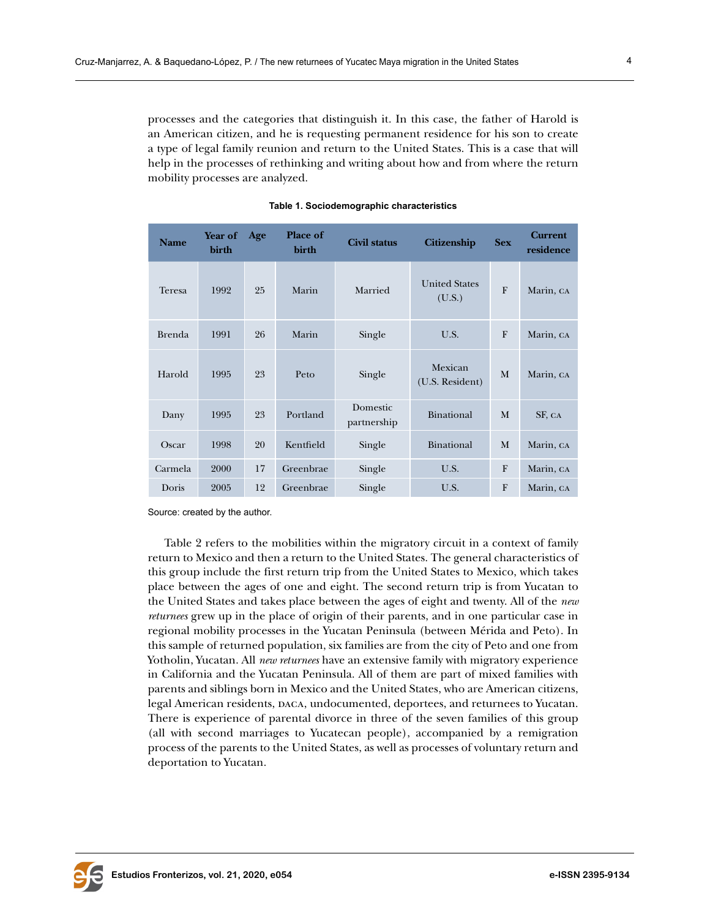processes and the categories that distinguish it. In this case, the father of Harold is an American citizen, and he is requesting permanent residence for his son to create a type of legal family reunion and return to the United States. This is a case that will help in the processes of rethinking and writing about how and from where the return mobility processes are analyzed.

**Table 1. Sociodemographic characteristics**

| Name | Year of birth | Age | Place of birth | Civil status | Citizenship | Sex | Current residence |
|---|---|---|---|---|---|---|---|
| Teresa | 1992 | 25 | Marin | Married | United States (U.S.) | F | Marin, CA |
| Brenda | 1991 | 26 | Marin | Single | U.S. | F | Marin, CA |
| Harold | 1995 | 23 | Peto | Single | Mexican (U.S. Resident) | M | Marin, CA |
| Dany | 1995 | 23 | Portland | Domestic partnership | Binational | M | SF, CA |
| Oscar | 1998 | 20 | Kentfield | Single | Binational | M | Marin, CA |
| Carmela | 2000 | 17 | Greenbrae | Single | U.S. | F | Marin, CA |
| Doris | 2005 | 12 | Greenbrae | Single | U.S. | F | Marin, CA |

Source: created by the author.

Table 2 refers to the mobilities within the migratory circuit in a context of family return to Mexico and then a return to the United States. The general characteristics of this group include the first return trip from the United States to Mexico, which takes place between the ages of one and eight. The second return trip is from Yucatan to the United States and takes place between the ages of eight and twenty. All of the *new returnees* grew up in the place of origin of their parents, and in one particular case in regional mobility processes in the Yucatan Peninsula (between Mérida and Peto). In this sample of returned population, six families are from the city of Peto and one from Yotholin, Yucatan. All *new returnees* have an extensive family with migratory experience in California and the Yucatan Peninsula. All of them are part of mixed families with parents and siblings born in Mexico and the United States, who are American citizens, legal American residents, DACA, undocumented, deportees, and returnees to Yucatan. There is experience of parental divorce in three of the seven families of this group (all with second marriages to Yucatecan people), accompanied by a remigration process of the parents to the United States, as well as processes of voluntary return and deportation to Yucatan.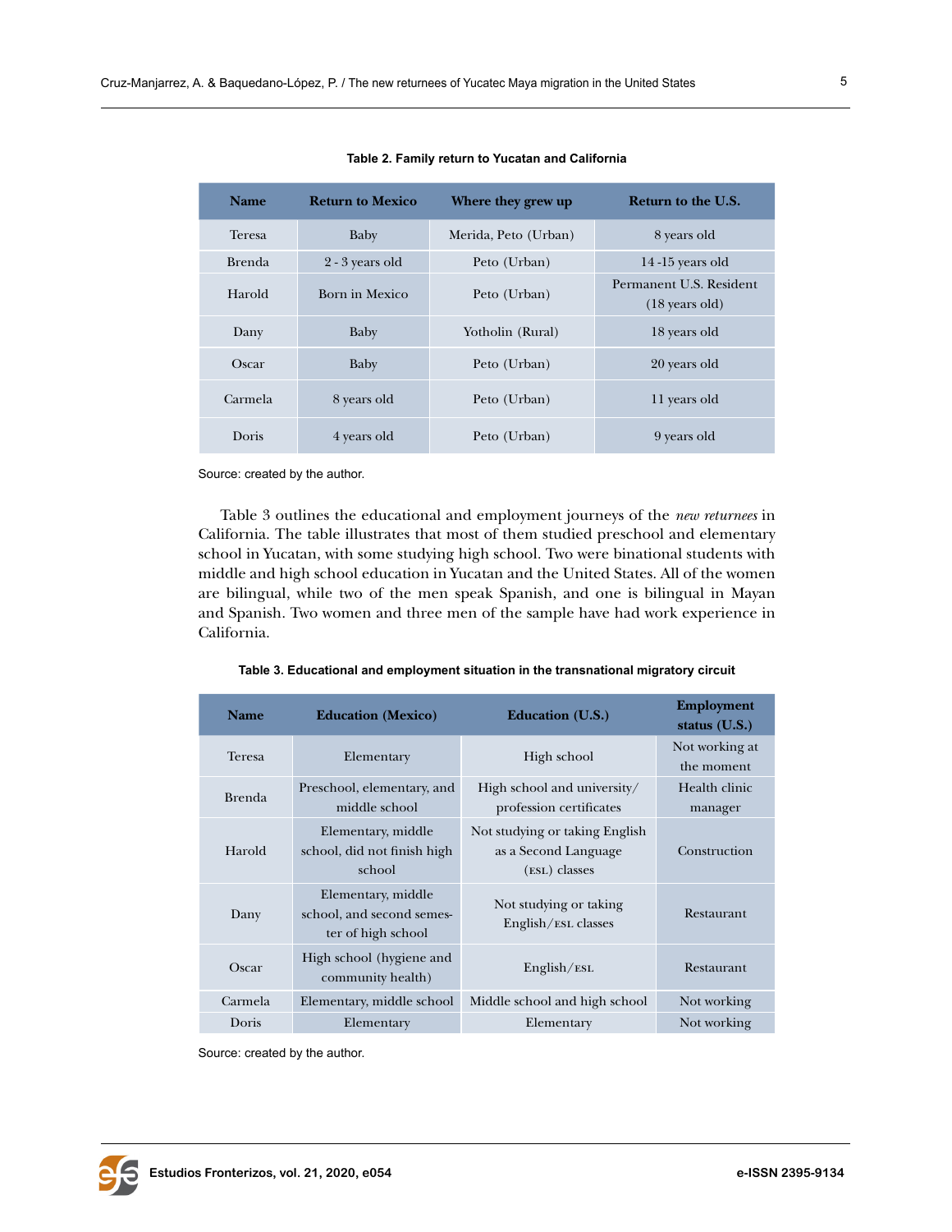**Table 2. Family return to Yucatan and California**

| Name | Return to Mexico | Where they grew up | Return to the U.S. |
|---|---|---|---|
| Teresa | Baby | Merida, Peto (Urban) | 8 years old |
| Brenda | 2 - 3 years old | Peto (Urban) | 14 -15 years old |
| Harold | Born in Mexico | Peto (Urban) | Permanent U.S. Resident (18 years old) |
| Dany | Baby | Yotholin (Rural) | 18 years old |
| Oscar | Baby | Peto (Urban) | 20 years old |
| Carmela | 8 years old | Peto (Urban) | 11 years old |
| Doris | 4 years old | Peto (Urban) | 9 years old |

Source: created by the author.

Table 3 outlines the educational and employment journeys of the *new returnees* in California. The table illustrates that most of them studied preschool and elementary school in Yucatan, with some studying high school. Two were binational students with middle and high school education in Yucatan and the United States. All of the women are bilingual, while two of the men speak Spanish, and one is bilingual in Mayan and Spanish. Two women and three men of the sample have had work experience in California.

**Table 3. Educational and employment situation in the transnational migratory circuit**

| Name | Education (Mexico) | Education (U.S.) | Employment status (U.S.) |
|---|---|---|---|
| Teresa | Elementary | High school | Not working at the moment |
| Brenda | Preschool, elementary, and middle school | High school and university/ profession certificates | Health clinic manager |
| Harold | Elementary, middle school, did not finish high school | Not studying or taking English as a Second Language (ESL) classes | Construction |
| Dany | Elementary, middle school, and second semester of high school | Not studying or taking English/ESL classes | Restaurant |
| Oscar | High school (hygiene and community health) | English/ESL | Restaurant |
| Carmela | Elementary, middle school | Middle school and high school | Not working |
| Doris | Elementary | Elementary | Not working |

Source: created by the author.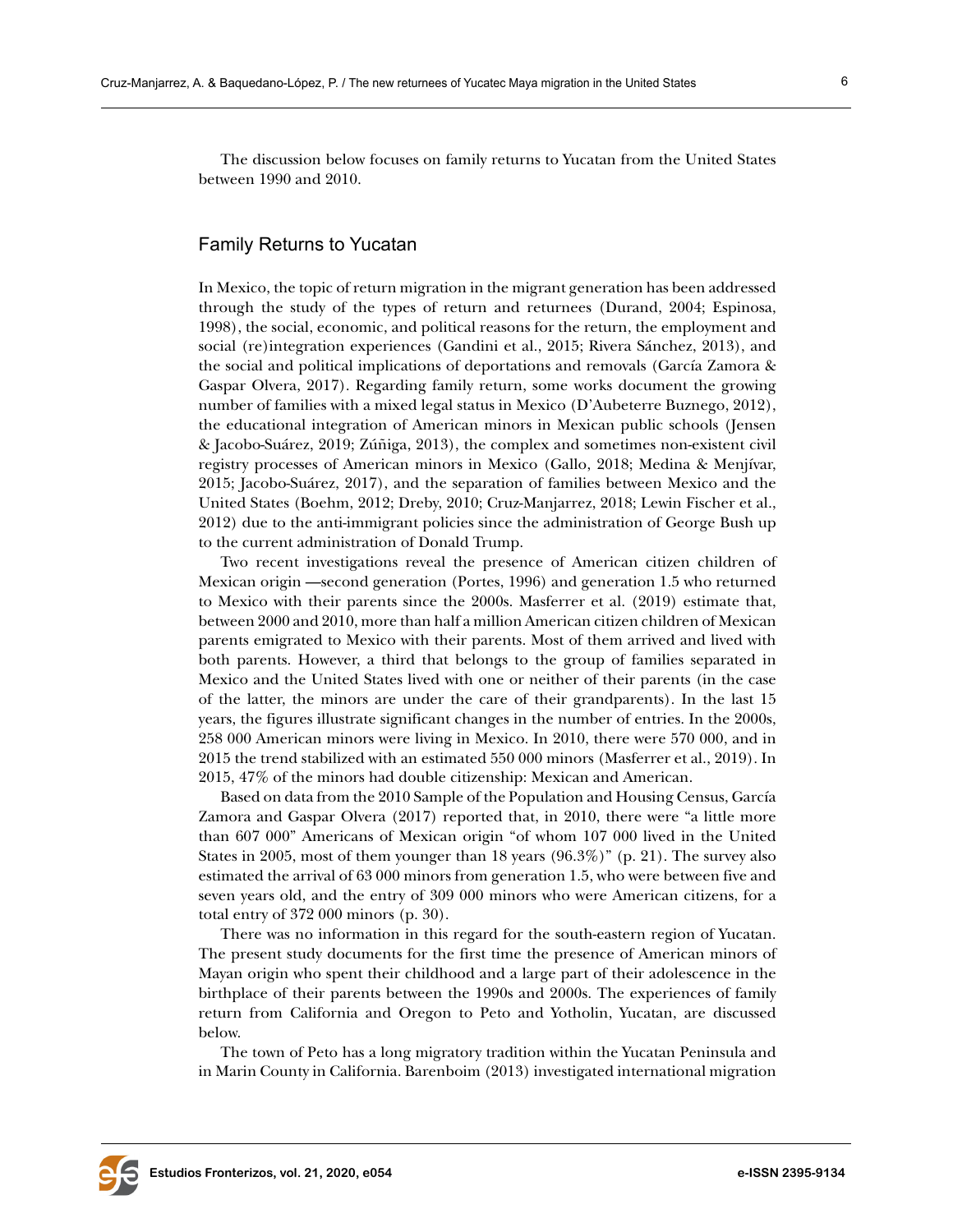The discussion below focuses on family returns to Yucatan from the United States between 1990 and 2010.

## Family Returns to Yucatan

In Mexico, the topic of return migration in the migrant generation has been addressed through the study of the types of return and returnees (Durand, 2004; Espinosa, 1998), the social, economic, and political reasons for the return, the employment and social (re)integration experiences (Gandini et al., 2015; Rivera Sánchez, 2013), and the social and political implications of deportations and removals (García Zamora & Gaspar Olvera, 2017). Regarding family return, some works document the growing number of families with a mixed legal status in Mexico (D'Aubeterre Buznego, 2012), the educational integration of American minors in Mexican public schools (Jensen & Jacobo-Suárez, 2019; Zúñiga, 2013), the complex and sometimes non-existent civil registry processes of American minors in Mexico (Gallo, 2018; Medina & Menjívar, 2015; Jacobo-Suárez, 2017), and the separation of families between Mexico and the United States (Boehm, 2012; Dreby, 2010; Cruz-Manjarrez, 2018; Lewin Fischer et al., 2012) due to the anti-immigrant policies since the administration of George Bush up to the current administration of Donald Trump.

Two recent investigations reveal the presence of American citizen children of Mexican origin —second generation (Portes, 1996) and generation 1.5 who returned to Mexico with their parents since the 2000s. Masferrer et al. (2019) estimate that, between 2000 and 2010, more than half a million American citizen children of Mexican parents emigrated to Mexico with their parents. Most of them arrived and lived with both parents. However, a third that belongs to the group of families separated in Mexico and the United States lived with one or neither of their parents (in the case of the latter, the minors are under the care of their grandparents). In the last 15 years, the figures illustrate significant changes in the number of entries. In the 2000s, 258 000 American minors were living in Mexico. In 2010, there were 570 000, and in 2015 the trend stabilized with an estimated 550 000 minors (Masferrer et al., 2019). In 2015, 47% of the minors had double citizenship: Mexican and American.

Based on data from the 2010 Sample of the Population and Housing Census, García Zamora and Gaspar Olvera (2017) reported that, in 2010, there were "a little more than 607 000" Americans of Mexican origin "of whom 107 000 lived in the United States in 2005, most of them younger than 18 years (96.3%)" (p. 21). The survey also estimated the arrival of 63 000 minors from generation 1.5, who were between five and seven years old, and the entry of 309 000 minors who were American citizens, for a total entry of 372 000 minors (p. 30).

There was no information in this regard for the south-eastern region of Yucatan. The present study documents for the first time the presence of American minors of Mayan origin who spent their childhood and a large part of their adolescence in the birthplace of their parents between the 1990s and 2000s. The experiences of family return from California and Oregon to Peto and Yotholin, Yucatan, are discussed below.

The town of Peto has a long migratory tradition within the Yucatan Peninsula and in Marin County in California. Barenboim (2013) investigated international migration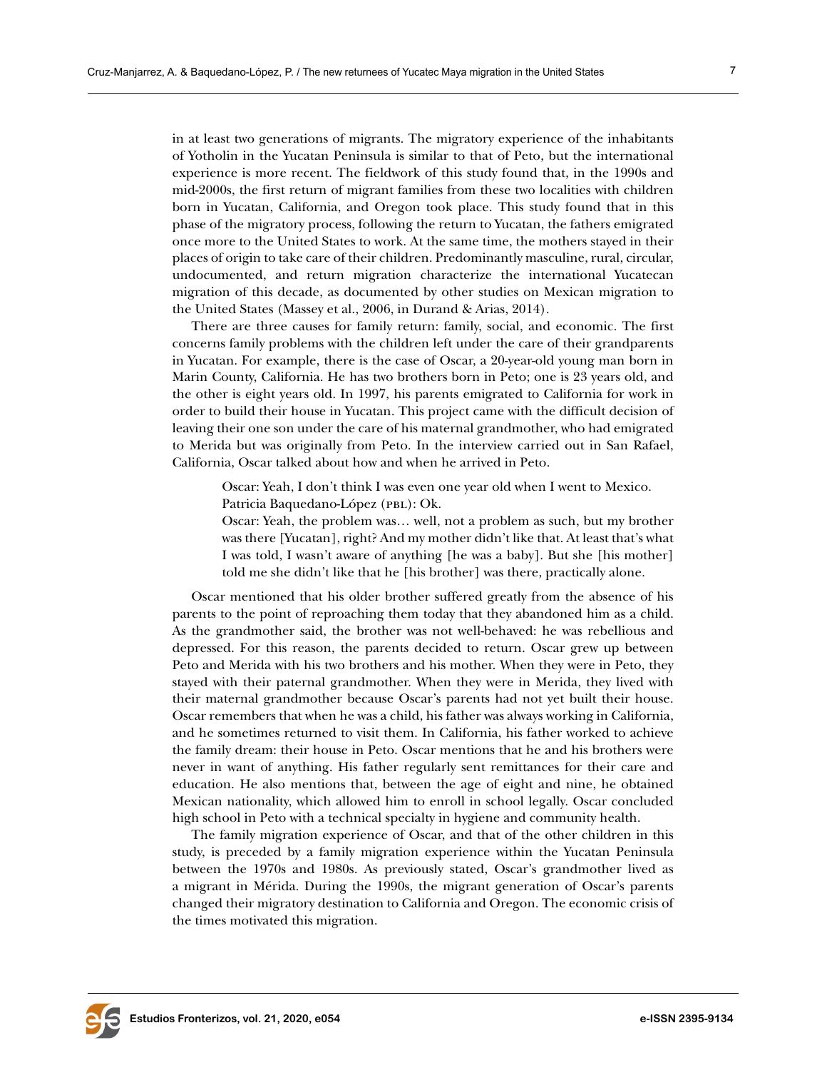in at least two generations of migrants. The migratory experience of the inhabitants of Yotholin in the Yucatan Peninsula is similar to that of Peto, but the international experience is more recent. The fieldwork of this study found that, in the 1990s and mid-2000s, the first return of migrant families from these two localities with children born in Yucatan, California, and Oregon took place. This study found that in this phase of the migratory process, following the return to Yucatan, the fathers emigrated once more to the United States to work. At the same time, the mothers stayed in their places of origin to take care of their children. Predominantly masculine, rural, circular, undocumented, and return migration characterize the international Yucatecan migration of this decade, as documented by other studies on Mexican migration to the United States (Massey et al., 2006, in Durand & Arias, 2014).

There are three causes for family return: family, social, and economic. The first concerns family problems with the children left under the care of their grandparents in Yucatan. For example, there is the case of Oscar, a 20-year-old young man born in Marin County, California. He has two brothers born in Peto; one is 23 years old, and the other is eight years old. In 1997, his parents emigrated to California for work in order to build their house in Yucatan. This project came with the difficult decision of leaving their one son under the care of his maternal grandmother, who had emigrated to Merida but was originally from Peto. In the interview carried out in San Rafael, California, Oscar talked about how and when he arrived in Peto.

> Oscar: Yeah, I don't think I was even one year old when I went to Mexico.
> Patricia Baquedano-López (PBL): Ok.
> Oscar: Yeah, the problem was… well, not a problem as such, but my brother was there [Yucatan], right? And my mother didn't like that. At least that's what I was told, I wasn't aware of anything [he was a baby]. But she [his mother] told me she didn't like that he [his brother] was there, practically alone.

Oscar mentioned that his older brother suffered greatly from the absence of his parents to the point of reproaching them today that they abandoned him as a child. As the grandmother said, the brother was not well-behaved: he was rebellious and depressed. For this reason, the parents decided to return. Oscar grew up between Peto and Merida with his two brothers and his mother. When they were in Peto, they stayed with their paternal grandmother. When they were in Merida, they lived with their maternal grandmother because Oscar's parents had not yet built their house. Oscar remembers that when he was a child, his father was always working in California, and he sometimes returned to visit them. In California, his father worked to achieve the family dream: their house in Peto. Oscar mentions that he and his brothers were never in want of anything. His father regularly sent remittances for their care and education. He also mentions that, between the age of eight and nine, he obtained Mexican nationality, which allowed him to enroll in school legally. Oscar concluded high school in Peto with a technical specialty in hygiene and community health.

The family migration experience of Oscar, and that of the other children in this study, is preceded by a family migration experience within the Yucatan Peninsula between the 1970s and 1980s. As previously stated, Oscar's grandmother lived as a migrant in Mérida. During the 1990s, the migrant generation of Oscar's parents changed their migratory destination to California and Oregon. The economic crisis of the times motivated this migration.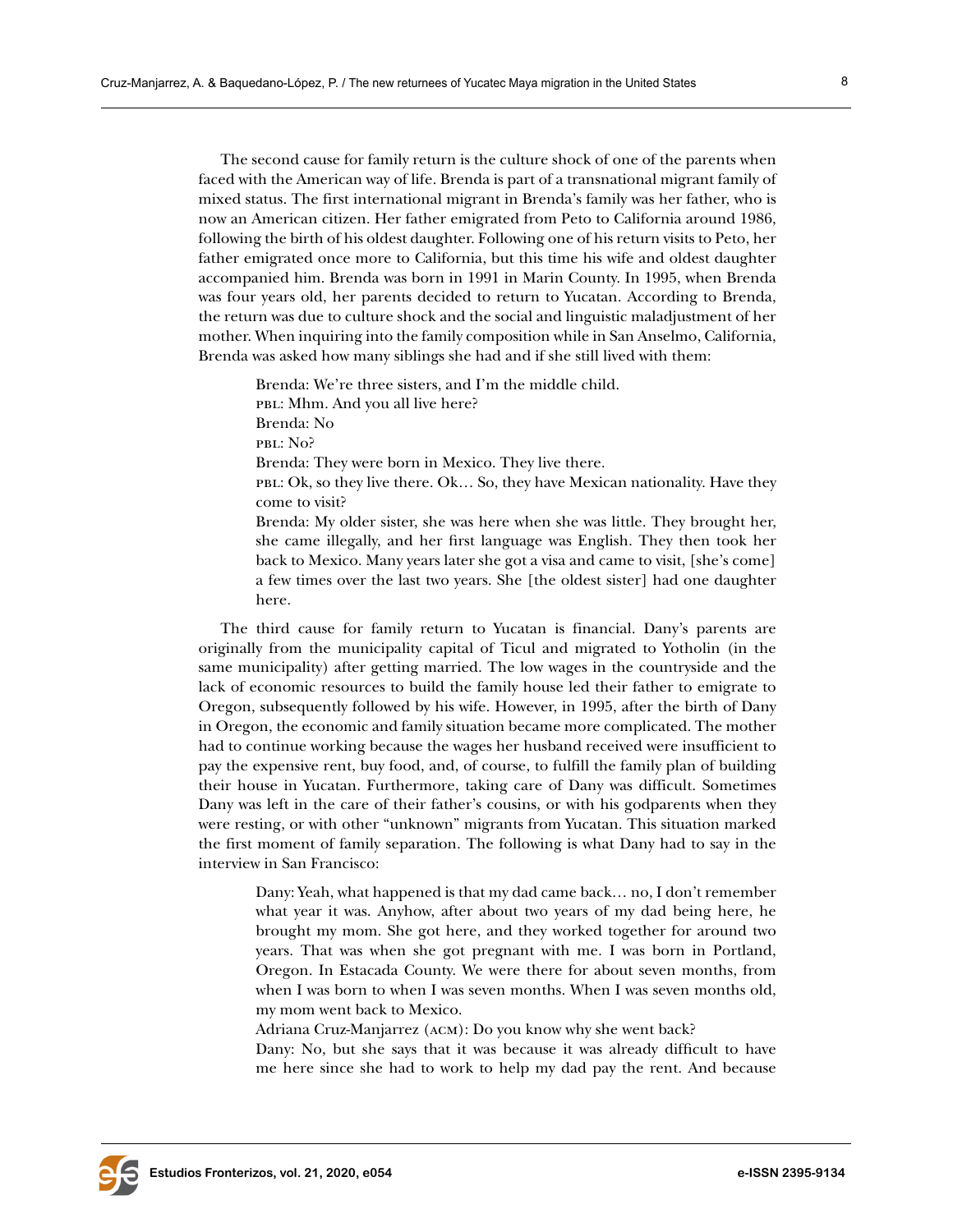The second cause for family return is the culture shock of one of the parents when faced with the American way of life. Brenda is part of a transnational migrant family of mixed status. The first international migrant in Brenda's family was her father, who is now an American citizen. Her father emigrated from Peto to California around 1986, following the birth of his oldest daughter. Following one of his return visits to Peto, her father emigrated once more to California, but this time his wife and oldest daughter accompanied him. Brenda was born in 1991 in Marin County. In 1995, when Brenda was four years old, her parents decided to return to Yucatan. According to Brenda, the return was due to culture shock and the social and linguistic maladjustment of her mother. When inquiring into the family composition while in San Anselmo, California, Brenda was asked how many siblings she had and if she still lived with them:

> Brenda: We're three sisters, and I'm the middle child.
> PBL: Mhm. And you all live here?
> Brenda: No
> PBL: No?
> Brenda: They were born in Mexico. They live there.
> PBL: Ok, so they live there. Ok… So, they have Mexican nationality. Have they come to visit?
> Brenda: My older sister, she was here when she was little. They brought her, she came illegally, and her first language was English. They then took her back to Mexico. Many years later she got a visa and came to visit, [she's come] a few times over the last two years. She [the oldest sister] had one daughter here.

The third cause for family return to Yucatan is financial. Dany's parents are originally from the municipality capital of Ticul and migrated to Yotholin (in the same municipality) after getting married. The low wages in the countryside and the lack of economic resources to build the family house led their father to emigrate to Oregon, subsequently followed by his wife. However, in 1995, after the birth of Dany in Oregon, the economic and family situation became more complicated. The mother had to continue working because the wages her husband received were insufficient to pay the expensive rent, buy food, and, of course, to fulfill the family plan of building their house in Yucatan. Furthermore, taking care of Dany was difficult. Sometimes Dany was left in the care of their father's cousins, or with his godparents when they were resting, or with other "unknown" migrants from Yucatan. This situation marked the first moment of family separation. The following is what Dany had to say in the interview in San Francisco:

> Dany: Yeah, what happened is that my dad came back… no, I don't remember what year it was. Anyhow, after about two years of my dad being here, he brought my mom. She got here, and they worked together for around two years. That was when she got pregnant with me. I was born in Portland, Oregon. In Estacada County. We were there for about seven months, from when I was born to when I was seven months. When I was seven months old, my mom went back to Mexico.
> Adriana Cruz-Manjarrez (ACM): Do you know why she went back?
> Dany: No, but she says that it was because it was already difficult to have me here since she had to work to help my dad pay the rent. And because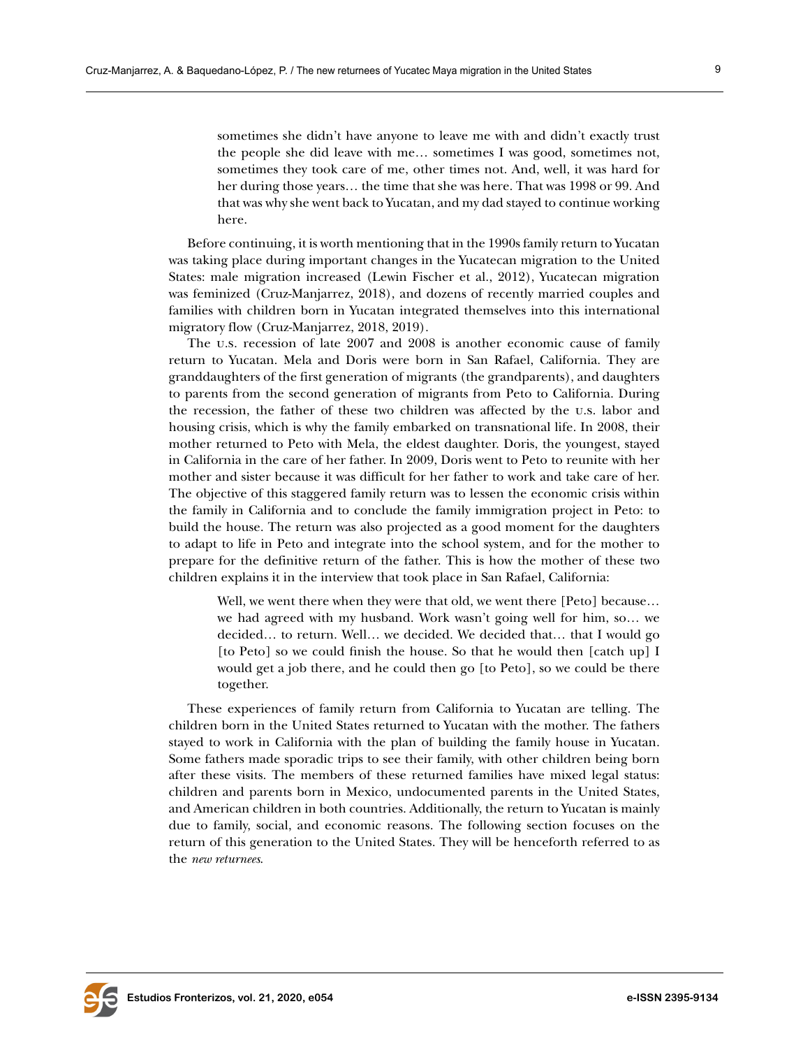> sometimes she didn't have anyone to leave me with and didn't exactly trust the people she did leave with me… sometimes I was good, sometimes not, sometimes they took care of me, other times not. And, well, it was hard for her during those years… the time that she was here. That was 1998 or 99. And that was why she went back to Yucatan, and my dad stayed to continue working here.

Before continuing, it is worth mentioning that in the 1990s family return to Yucatan was taking place during important changes in the Yucatecan migration to the United States: male migration increased (Lewin Fischer et al., 2012), Yucatecan migration was feminized (Cruz-Manjarrez, 2018), and dozens of recently married couples and families with children born in Yucatan integrated themselves into this international migratory flow (Cruz-Manjarrez, 2018, 2019).

The U.S. recession of late 2007 and 2008 is another economic cause of family return to Yucatan. Mela and Doris were born in San Rafael, California. They are granddaughters of the first generation of migrants (the grandparents), and daughters to parents from the second generation of migrants from Peto to California. During the recession, the father of these two children was affected by the U.S. labor and housing crisis, which is why the family embarked on transnational life. In 2008, their mother returned to Peto with Mela, the eldest daughter. Doris, the youngest, stayed in California in the care of her father. In 2009, Doris went to Peto to reunite with her mother and sister because it was difficult for her father to work and take care of her. The objective of this staggered family return was to lessen the economic crisis within the family in California and to conclude the family immigration project in Peto: to build the house. The return was also projected as a good moment for the daughters to adapt to life in Peto and integrate into the school system, and for the mother to prepare for the definitive return of the father. This is how the mother of these two children explains it in the interview that took place in San Rafael, California:

> Well, we went there when they were that old, we went there [Peto] because… we had agreed with my husband. Work wasn't going well for him, so… we decided… to return. Well… we decided. We decided that… that I would go [to Peto] so we could finish the house. So that he would then [catch up] I would get a job there, and he could then go [to Peto], so we could be there together.

These experiences of family return from California to Yucatan are telling. The children born in the United States returned to Yucatan with the mother. The fathers stayed to work in California with the plan of building the family house in Yucatan. Some fathers made sporadic trips to see their family, with other children being born after these visits. The members of these returned families have mixed legal status: children and parents born in Mexico, undocumented parents in the United States, and American children in both countries. Additionally, the return to Yucatan is mainly due to family, social, and economic reasons. The following section focuses on the return of this generation to the United States. They will be henceforth referred to as the *new returnees*.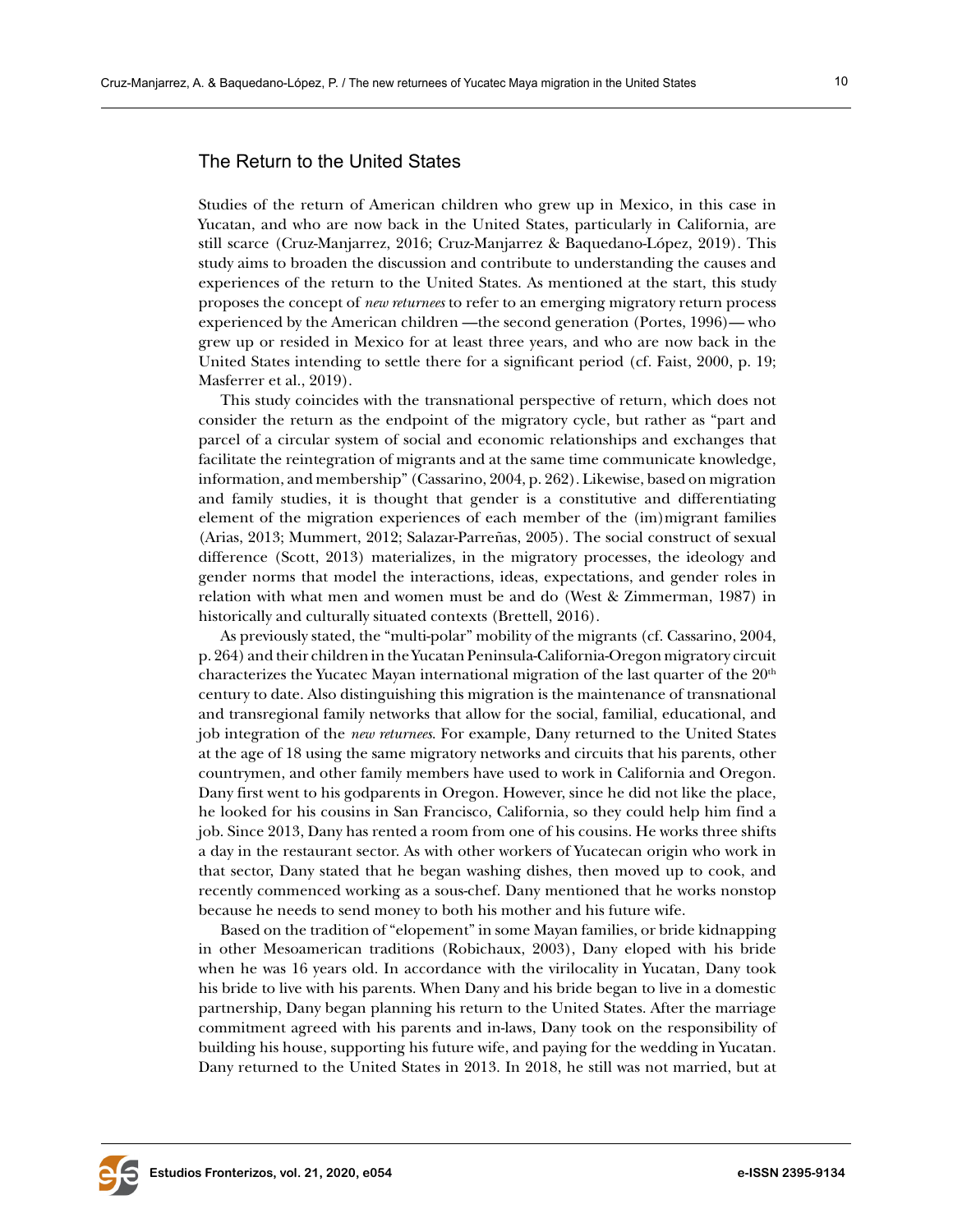## The Return to the United States

Studies of the return of American children who grew up in Mexico, in this case in Yucatan, and who are now back in the United States, particularly in California, are still scarce (Cruz-Manjarrez, 2016; Cruz-Manjarrez & Baquedano-López, 2019). This study aims to broaden the discussion and contribute to understanding the causes and experiences of the return to the United States. As mentioned at the start, this study proposes the concept of *new returnees* to refer to an emerging migratory return process experienced by the American children —the second generation (Portes, 1996)— who grew up or resided in Mexico for at least three years, and who are now back in the United States intending to settle there for a significant period (cf. Faist, 2000, p. 19; Masferrer et al., 2019).

This study coincides with the transnational perspective of return, which does not consider the return as the endpoint of the migratory cycle, but rather as "part and parcel of a circular system of social and economic relationships and exchanges that facilitate the reintegration of migrants and at the same time communicate knowledge, information, and membership" (Cassarino, 2004, p. 262). Likewise, based on migration and family studies, it is thought that gender is a constitutive and differentiating element of the migration experiences of each member of the (im)migrant families (Arias, 2013; Mummert, 2012; Salazar-Parreñas, 2005). The social construct of sexual difference (Scott, 2013) materializes, in the migratory processes, the ideology and gender norms that model the interactions, ideas, expectations, and gender roles in relation with what men and women must be and do (West & Zimmerman, 1987) in historically and culturally situated contexts (Brettell, 2016).

As previously stated, the "multi-polar" mobility of the migrants (cf. Cassarino, 2004, p. 264) and their children in the Yucatan Peninsula-California-Oregon migratory circuit characterizes the Yucatec Mayan international migration of the last quarter of the 20th century to date. Also distinguishing this migration is the maintenance of transnational and transregional family networks that allow for the social, familial, educational, and job integration of the *new returnees*. For example, Dany returned to the United States at the age of 18 using the same migratory networks and circuits that his parents, other countrymen, and other family members have used to work in California and Oregon. Dany first went to his godparents in Oregon. However, since he did not like the place, he looked for his cousins in San Francisco, California, so they could help him find a job. Since 2013, Dany has rented a room from one of his cousins. He works three shifts a day in the restaurant sector. As with other workers of Yucatecan origin who work in that sector, Dany stated that he began washing dishes, then moved up to cook, and recently commenced working as a sous-chef. Dany mentioned that he works nonstop because he needs to send money to both his mother and his future wife.

Based on the tradition of "elopement" in some Mayan families, or bride kidnapping in other Mesoamerican traditions (Robichaux, 2003), Dany eloped with his bride when he was 16 years old. In accordance with the virilocality in Yucatan, Dany took his bride to live with his parents. When Dany and his bride began to live in a domestic partnership, Dany began planning his return to the United States. After the marriage commitment agreed with his parents and in-laws, Dany took on the responsibility of building his house, supporting his future wife, and paying for the wedding in Yucatan. Dany returned to the United States in 2013. In 2018, he still was not married, but at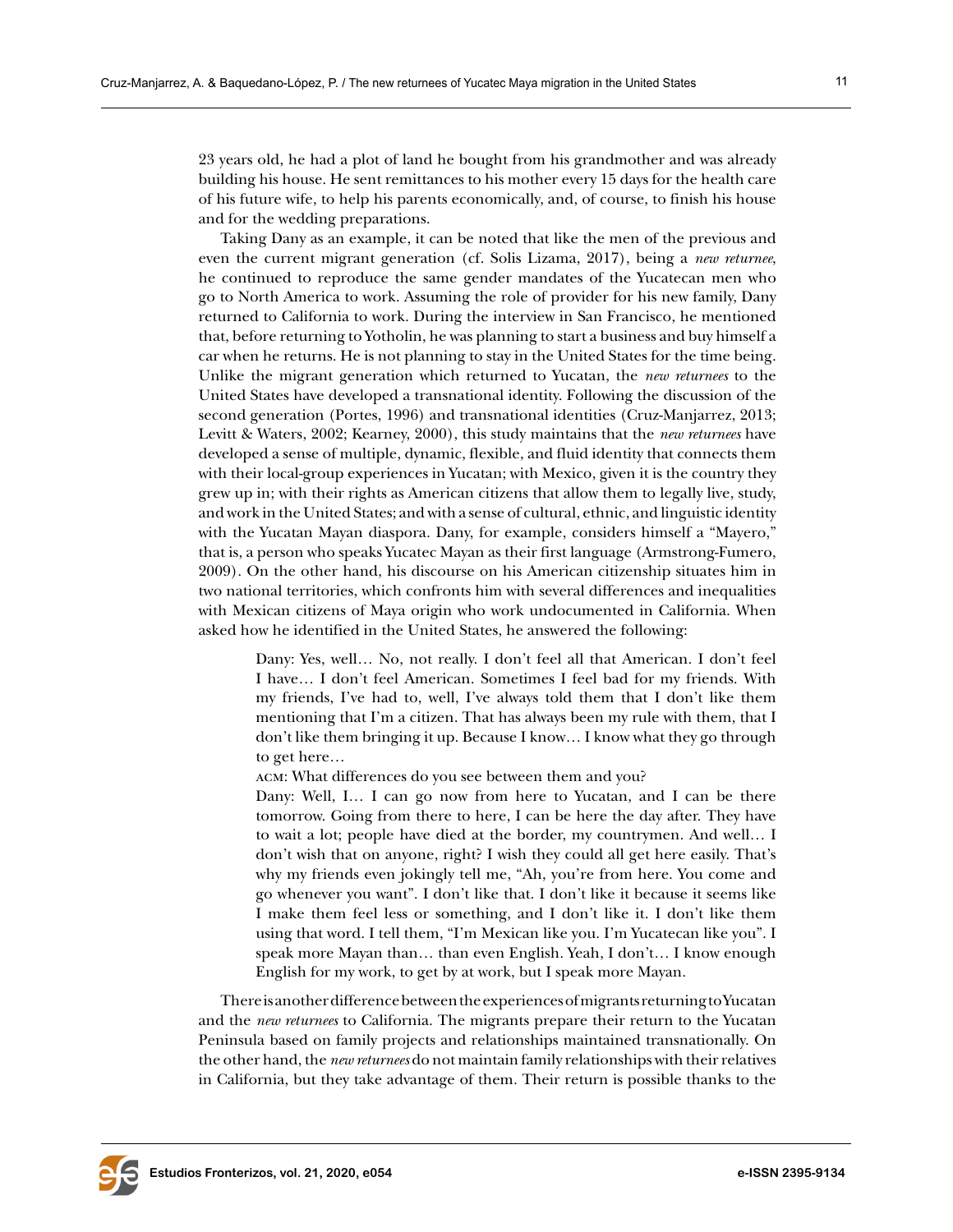23 years old, he had a plot of land he bought from his grandmother and was already building his house. He sent remittances to his mother every 15 days for the health care of his future wife, to help his parents economically, and, of course, to finish his house and for the wedding preparations.

Taking Dany as an example, it can be noted that like the men of the previous and even the current migrant generation (cf. Solis Lizama, 2017), being a *new returnee*, he continued to reproduce the same gender mandates of the Yucatecan men who go to North America to work. Assuming the role of provider for his new family, Dany returned to California to work. During the interview in San Francisco, he mentioned that, before returning to Yotholin, he was planning to start a business and buy himself a car when he returns. He is not planning to stay in the United States for the time being. Unlike the migrant generation which returned to Yucatan, the *new returnees* to the United States have developed a transnational identity. Following the discussion of the second generation (Portes, 1996) and transnational identities (Cruz-Manjarrez, 2013; Levitt & Waters, 2002; Kearney, 2000), this study maintains that the *new returnees* have developed a sense of multiple, dynamic, flexible, and fluid identity that connects them with their local-group experiences in Yucatan; with Mexico, given it is the country they grew up in; with their rights as American citizens that allow them to legally live, study, and work in the United States; and with a sense of cultural, ethnic, and linguistic identity with the Yucatan Mayan diaspora. Dany, for example, considers himself a "Mayero," that is, a person who speaks Yucatec Mayan as their first language (Armstrong-Fumero, 2009). On the other hand, his discourse on his American citizenship situates him in two national territories, which confronts him with several differences and inequalities with Mexican citizens of Maya origin who work undocumented in California. When asked how he identified in the United States, he answered the following:

> Dany: Yes, well… No, not really. I don't feel all that American. I don't feel I have… I don't feel American. Sometimes I feel bad for my friends. With my friends, I've had to, well, I've always told them that I don't like them mentioning that I'm a citizen. That has always been my rule with them, that I don't like them bringing it up. Because I know… I know what they go through to get here…
>
> ACM: What differences do you see between them and you?
>
> Dany: Well, I… I can go now from here to Yucatan, and I can be there tomorrow. Going from there to here, I can be here the day after. They have to wait a lot; people have died at the border, my countrymen. And well… I don't wish that on anyone, right? I wish they could all get here easily. That's why my friends even jokingly tell me, "Ah, you're from here. You come and go whenever you want". I don't like that. I don't like it because it seems like I make them feel less or something, and I don't like it. I don't like them using that word. I tell them, "I'm Mexican like you. I'm Yucatecan like you". I speak more Mayan than… than even English. Yeah, I don't… I know enough English for my work, to get by at work, but I speak more Mayan.

There is another difference between the experiences of migrants returning to Yucatan and the *new returnees* to California. The migrants prepare their return to the Yucatan Peninsula based on family projects and relationships maintained transnationally. On the other hand, the *new returnees* do not maintain family relationships with their relatives in California, but they take advantage of them. Their return is possible thanks to the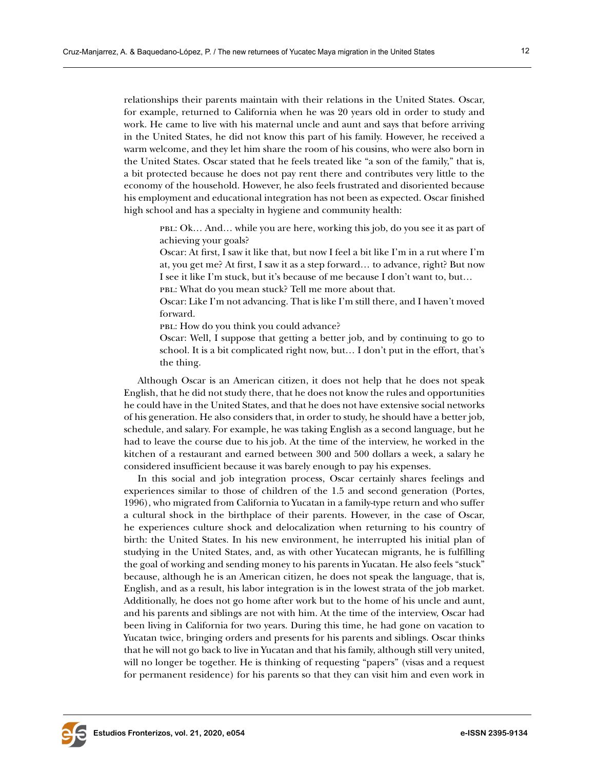relationships their parents maintain with their relations in the United States. Oscar, for example, returned to California when he was 20 years old in order to study and work. He came to live with his maternal uncle and aunt and says that before arriving in the United States, he did not know this part of his family. However, he received a warm welcome, and they let him share the room of his cousins, who were also born in the United States. Oscar stated that he feels treated like "a son of the family," that is, a bit protected because he does not pay rent there and contributes very little to the economy of the household. However, he also feels frustrated and disoriented because his employment and educational integration has not been as expected. Oscar finished high school and has a specialty in hygiene and community health:

> PBL: Ok… And… while you are here, working this job, do you see it as part of achieving your goals?
>
> Oscar: At first, I saw it like that, but now I feel a bit like I'm in a rut where I'm at, you get me? At first, I saw it as a step forward… to advance, right? But now I see it like I'm stuck, but it's because of me because I don't want to, but…
>
> PBL: What do you mean stuck? Tell me more about that.
>
> Oscar: Like I'm not advancing. That is like I'm still there, and I haven't moved forward.
>
> PBL: How do you think you could advance?
>
> Oscar: Well, I suppose that getting a better job, and by continuing to go to school. It is a bit complicated right now, but… I don't put in the effort, that's the thing.

Although Oscar is an American citizen, it does not help that he does not speak English, that he did not study there, that he does not know the rules and opportunities he could have in the United States, and that he does not have extensive social networks of his generation. He also considers that, in order to study, he should have a better job, schedule, and salary. For example, he was taking English as a second language, but he had to leave the course due to his job. At the time of the interview, he worked in the kitchen of a restaurant and earned between 300 and 500 dollars a week, a salary he considered insufficient because it was barely enough to pay his expenses.

In this social and job integration process, Oscar certainly shares feelings and experiences similar to those of children of the 1.5 and second generation (Portes, 1996), who migrated from California to Yucatan in a family-type return and who suffer a cultural shock in the birthplace of their parents. However, in the case of Oscar, he experiences culture shock and delocalization when returning to his country of birth: the United States. In his new environment, he interrupted his initial plan of studying in the United States, and, as with other Yucatecan migrants, he is fulfilling the goal of working and sending money to his parents in Yucatan. He also feels "stuck" because, although he is an American citizen, he does not speak the language, that is, English, and as a result, his labor integration is in the lowest strata of the job market. Additionally, he does not go home after work but to the home of his uncle and aunt, and his parents and siblings are not with him. At the time of the interview, Oscar had been living in California for two years. During this time, he had gone on vacation to Yucatan twice, bringing orders and presents for his parents and siblings. Oscar thinks that he will not go back to live in Yucatan and that his family, although still very united, will no longer be together. He is thinking of requesting "papers" (visas and a request for permanent residence) for his parents so that they can visit him and even work in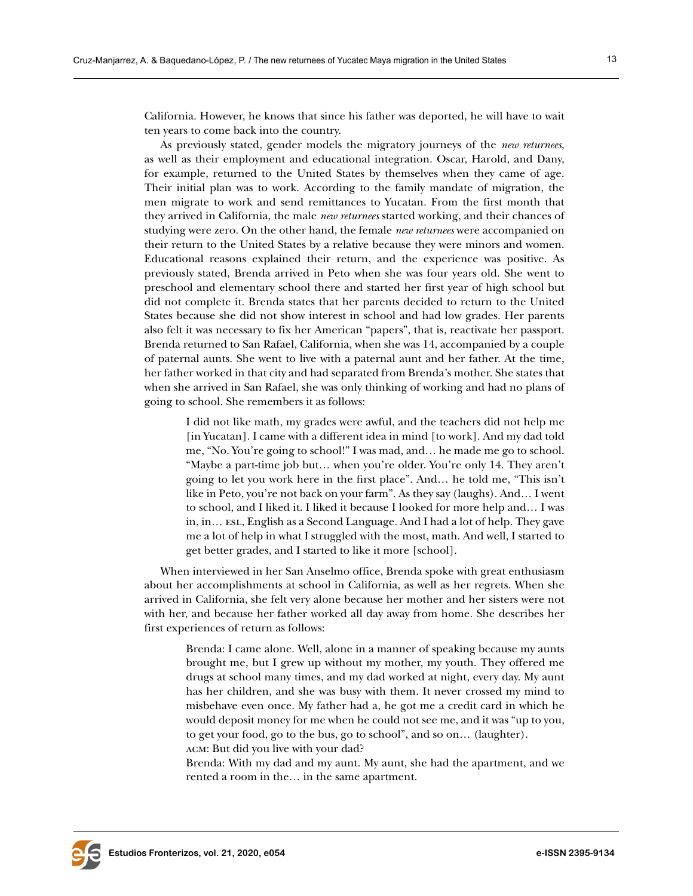California. However, he knows that since his father was deported, he will have to wait ten years to come back into the country.

As previously stated, gender models the migratory journeys of the *new returnees*, as well as their employment and educational integration. Oscar, Harold, and Dany, for example, returned to the United States by themselves when they came of age. Their initial plan was to work. According to the family mandate of migration, the men migrate to work and send remittances to Yucatan. From the first month that they arrived in California, the male *new returnees* started working, and their chances of studying were zero. On the other hand, the female *new returnees* were accompanied on their return to the United States by a relative because they were minors and women. Educational reasons explained their return, and the experience was positive. As previously stated, Brenda arrived in Peto when she was four years old. She went to preschool and elementary school there and started her first year of high school but did not complete it. Brenda states that her parents decided to return to the United States because she did not show interest in school and had low grades. Her parents also felt it was necessary to fix her American "papers", that is, reactivate her passport. Brenda returned to San Rafael, California, when she was 14, accompanied by a couple of paternal aunts. She went to live with a paternal aunt and her father. At the time, her father worked in that city and had separated from Brenda's mother. She states that when she arrived in San Rafael, she was only thinking of working and had no plans of going to school. She remembers it as follows:

> I did not like math, my grades were awful, and the teachers did not help me [in Yucatan]. I came with a different idea in mind [to work]. And my dad told me, "No. You're going to school!" I was mad, and… he made me go to school. "Maybe a part-time job but… when you're older. You're only 14. They aren't going to let you work here in the first place". And… he told me, "This isn't like in Peto, you're not back on your farm". As they say (laughs). And… I went to school, and I liked it. I liked it because I looked for more help and… I was in, in… ESL, English as a Second Language. And I had a lot of help. They gave me a lot of help in what I struggled with the most, math. And well, I started to get better grades, and I started to like it more [school].

When interviewed in her San Anselmo office, Brenda spoke with great enthusiasm about her accomplishments at school in California, as well as her regrets. When she arrived in California, she felt very alone because her mother and her sisters were not with her, and because her father worked all day away from home. She describes her first experiences of return as follows:

> Brenda: I came alone. Well, alone in a manner of speaking because my aunts brought me, but I grew up without my mother, my youth. They offered me drugs at school many times, and my dad worked at night, every day. My aunt has her children, and she was busy with them. It never crossed my mind to misbehave even once. My father had a, he got me a credit card in which he would deposit money for me when he could not see me, and it was "up to you, to get your food, go to the bus, go to school", and so on… (laughter).
>
> ACM: But did you live with your dad?
>
> Brenda: With my dad and my aunt. My aunt, she had the apartment, and we rented a room in the… in the same apartment.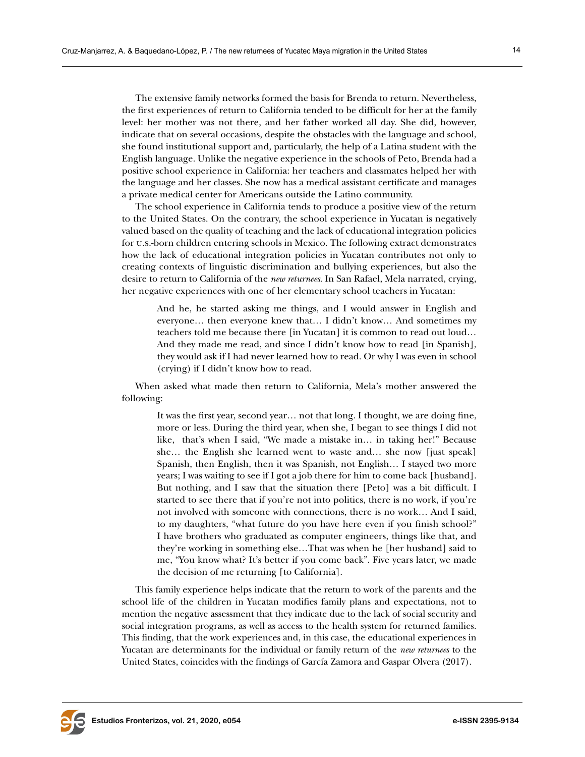The extensive family networks formed the basis for Brenda to return. Nevertheless, the first experiences of return to California tended to be difficult for her at the family level: her mother was not there, and her father worked all day. She did, however, indicate that on several occasions, despite the obstacles with the language and school, she found institutional support and, particularly, the help of a Latina student with the English language. Unlike the negative experience in the schools of Peto, Brenda had a positive school experience in California: her teachers and classmates helped her with the language and her classes. She now has a medical assistant certificate and manages a private medical center for Americans outside the Latino community.

The school experience in California tends to produce a positive view of the return to the United States. On the contrary, the school experience in Yucatan is negatively valued based on the quality of teaching and the lack of educational integration policies for U.S.-born children entering schools in Mexico. The following extract demonstrates how the lack of educational integration policies in Yucatan contributes not only to creating contexts of linguistic discrimination and bullying experiences, but also the desire to return to California of the *new returnees*. In San Rafael, Mela narrated, crying, her negative experiences with one of her elementary school teachers in Yucatan:

> And he, he started asking me things, and I would answer in English and everyone… then everyone knew that… I didn't know… And sometimes my teachers told me because there [in Yucatan] it is common to read out loud… And they made me read, and since I didn't know how to read [in Spanish], they would ask if I had never learned how to read. Or why I was even in school (crying) if I didn't know how to read.

When asked what made then return to California, Mela's mother answered the following:

> It was the first year, second year… not that long. I thought, we are doing fine, more or less. During the third year, when she, I began to see things I did not like, that's when I said, "We made a mistake in… in taking her!" Because she… the English she learned went to waste and… she now [just speak] Spanish, then English, then it was Spanish, not English… I stayed two more years; I was waiting to see if I got a job there for him to come back [husband]. But nothing, and I saw that the situation there [Peto] was a bit difficult. I started to see there that if you're not into politics, there is no work, if you're not involved with someone with connections, there is no work… And I said, to my daughters, "what future do you have here even if you finish school?" I have brothers who graduated as computer engineers, things like that, and they're working in something else…That was when he [her husband] said to me, "You know what? It's better if you come back". Five years later, we made the decision of me returning [to California].

This family experience helps indicate that the return to work of the parents and the school life of the children in Yucatan modifies family plans and expectations, not to mention the negative assessment that they indicate due to the lack of social security and social integration programs, as well as access to the health system for returned families. This finding, that the work experiences and, in this case, the educational experiences in Yucatan are determinants for the individual or family return of the *new returnees* to the United States, coincides with the findings of García Zamora and Gaspar Olvera (2017).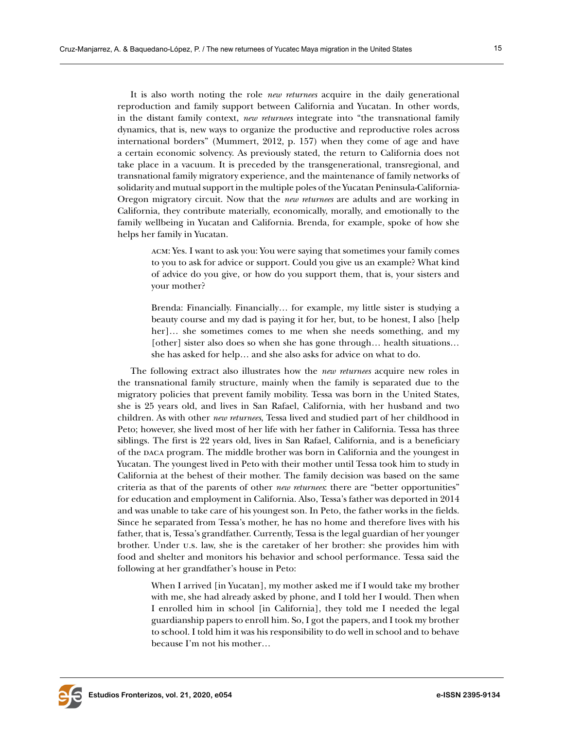It is also worth noting the role *new returnees* acquire in the daily generational reproduction and family support between California and Yucatan. In other words, in the distant family context, *new returnees* integrate into "the transnational family dynamics, that is, new ways to organize the productive and reproductive roles across international borders" (Mummert, 2012, p. 157) when they come of age and have a certain economic solvency. As previously stated, the return to California does not take place in a vacuum. It is preceded by the transgenerational, transregional, and transnational family migratory experience, and the maintenance of family networks of solidarity and mutual support in the multiple poles of the Yucatan Peninsula-California-Oregon migratory circuit. Now that the *new returnees* are adults and are working in California, they contribute materially, economically, morally, and emotionally to the family wellbeing in Yucatan and California. Brenda, for example, spoke of how she helps her family in Yucatan.

> ACM: Yes. I want to ask you: You were saying that sometimes your family comes to you to ask for advice or support. Could you give us an example? What kind of advice do you give, or how do you support them, that is, your sisters and your mother?
>
> Brenda: Financially. Financially… for example, my little sister is studying a beauty course and my dad is paying it for her, but, to be honest, I also [help her]… she sometimes comes to me when she needs something, and my [other] sister also does so when she has gone through… health situations… she has asked for help… and she also asks for advice on what to do.

The following extract also illustrates how the *new returnees* acquire new roles in the transnational family structure, mainly when the family is separated due to the migratory policies that prevent family mobility. Tessa was born in the United States, she is 25 years old, and lives in San Rafael, California, with her husband and two children. As with other *new returnees*, Tessa lived and studied part of her childhood in Peto; however, she lived most of her life with her father in California. Tessa has three siblings. The first is 22 years old, lives in San Rafael, California, and is a beneficiary of the DACA program. The middle brother was born in California and the youngest in Yucatan. The youngest lived in Peto with their mother until Tessa took him to study in California at the behest of their mother. The family decision was based on the same criteria as that of the parents of other *new returnees*: there are "better opportunities" for education and employment in California. Also, Tessa's father was deported in 2014 and was unable to take care of his youngest son. In Peto, the father works in the fields. Since he separated from Tessa's mother, he has no home and therefore lives with his father, that is, Tessa's grandfather. Currently, Tessa is the legal guardian of her younger brother. Under U.S. law, she is the caretaker of her brother: she provides him with food and shelter and monitors his behavior and school performance. Tessa said the following at her grandfather's house in Peto:

> When I arrived [in Yucatan], my mother asked me if I would take my brother with me, she had already asked by phone, and I told her I would. Then when I enrolled him in school [in California], they told me I needed the legal guardianship papers to enroll him. So, I got the papers, and I took my brother to school. I told him it was his responsibility to do well in school and to behave because I'm not his mother…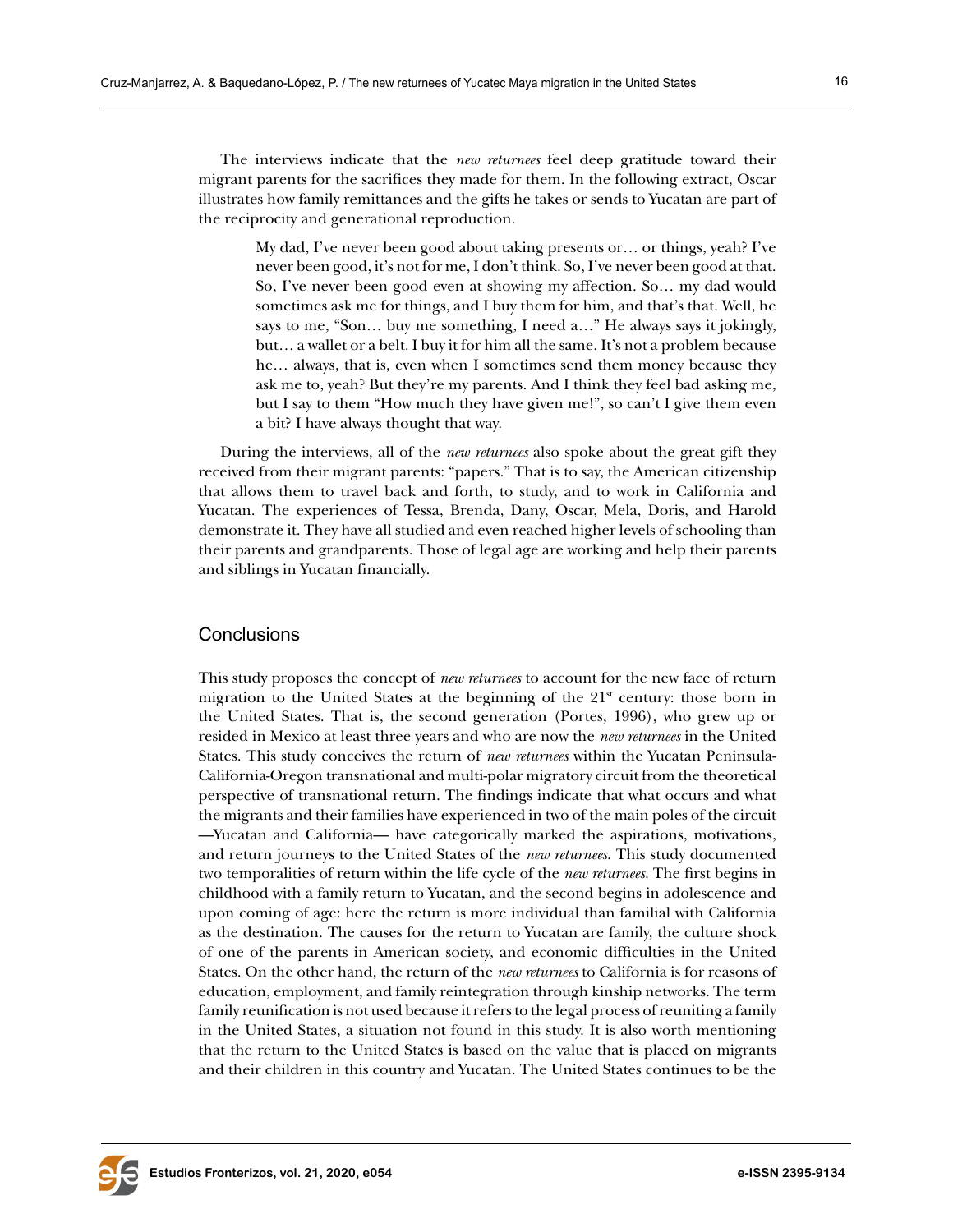The interviews indicate that the *new returnees* feel deep gratitude toward their migrant parents for the sacrifices they made for them. In the following extract, Oscar illustrates how family remittances and the gifts he takes or sends to Yucatan are part of the reciprocity and generational reproduction.

> My dad, I've never been good about taking presents or… or things, yeah? I've never been good, it's not for me, I don't think. So, I've never been good at that. So, I've never been good even at showing my affection. So… my dad would sometimes ask me for things, and I buy them for him, and that's that. Well, he says to me, "Son… buy me something, I need a…" He always says it jokingly, but… a wallet or a belt. I buy it for him all the same. It's not a problem because he… always, that is, even when I sometimes send them money because they ask me to, yeah? But they're my parents. And I think they feel bad asking me, but I say to them "How much they have given me!", so can't I give them even a bit? I have always thought that way.

During the interviews, all of the *new returnees* also spoke about the great gift they received from their migrant parents: "papers." That is to say, the American citizenship that allows them to travel back and forth, to study, and to work in California and Yucatan. The experiences of Tessa, Brenda, Dany, Oscar, Mela, Doris, and Harold demonstrate it. They have all studied and even reached higher levels of schooling than their parents and grandparents. Those of legal age are working and help their parents and siblings in Yucatan financially.

## Conclusions

This study proposes the concept of *new returnees* to account for the new face of return migration to the United States at the beginning of the 21st century: those born in the United States. That is, the second generation (Portes, 1996), who grew up or resided in Mexico at least three years and who are now the *new returnees* in the United States. This study conceives the return of *new returnees* within the Yucatan Peninsula-California-Oregon transnational and multi-polar migratory circuit from the theoretical perspective of transnational return. The findings indicate that what occurs and what the migrants and their families have experienced in two of the main poles of the circuit —Yucatan and California— have categorically marked the aspirations, motivations, and return journeys to the United States of the *new returnees*. This study documented two temporalities of return within the life cycle of the *new returnees*. The first begins in childhood with a family return to Yucatan, and the second begins in adolescence and upon coming of age: here the return is more individual than familial with California as the destination. The causes for the return to Yucatan are family, the culture shock of one of the parents in American society, and economic difficulties in the United States. On the other hand, the return of the *new returnees* to California is for reasons of education, employment, and family reintegration through kinship networks. The term family reunification is not used because it refers to the legal process of reuniting a family in the United States, a situation not found in this study. It is also worth mentioning that the return to the United States is based on the value that is placed on migrants and their children in this country and Yucatan. The United States continues to be the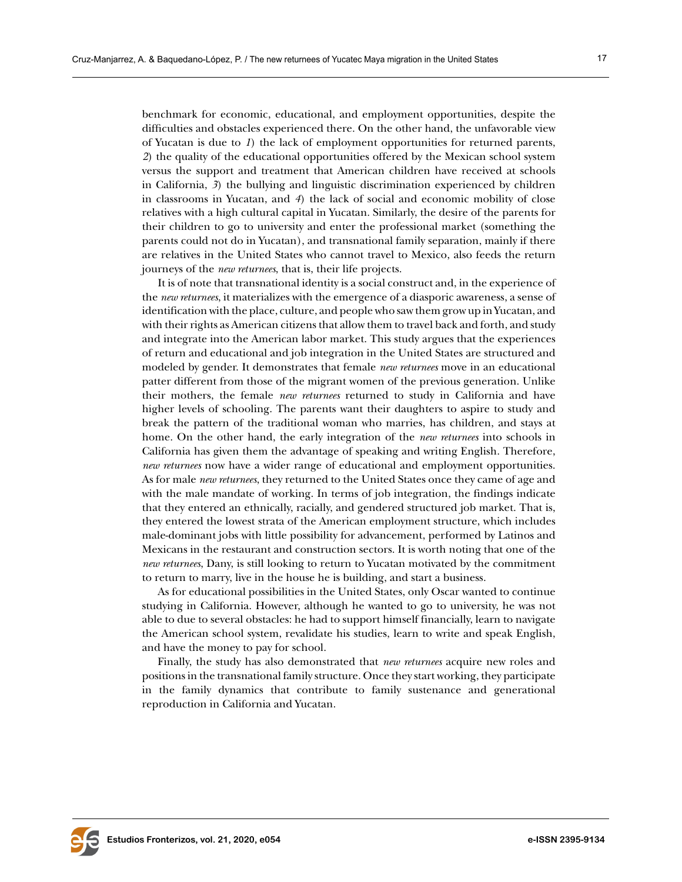benchmark for economic, educational, and employment opportunities, despite the difficulties and obstacles experienced there. On the other hand, the unfavorable view of Yucatan is due to *1*) the lack of employment opportunities for returned parents, *2*) the quality of the educational opportunities offered by the Mexican school system versus the support and treatment that American children have received at schools in California, *3*) the bullying and linguistic discrimination experienced by children in classrooms in Yucatan, and *4*) the lack of social and economic mobility of close relatives with a high cultural capital in Yucatan. Similarly, the desire of the parents for their children to go to university and enter the professional market (something the parents could not do in Yucatan), and transnational family separation, mainly if there are relatives in the United States who cannot travel to Mexico, also feeds the return journeys of the *new returnees*, that is, their life projects.

It is of note that transnational identity is a social construct and, in the experience of the *new returnees*, it materializes with the emergence of a diasporic awareness, a sense of identification with the place, culture, and people who saw them grow up in Yucatan, and with their rights as American citizens that allow them to travel back and forth, and study and integrate into the American labor market. This study argues that the experiences of return and educational and job integration in the United States are structured and modeled by gender. It demonstrates that female *new returnees* move in an educational patter different from those of the migrant women of the previous generation. Unlike their mothers, the female *new returnees* returned to study in California and have higher levels of schooling. The parents want their daughters to aspire to study and break the pattern of the traditional woman who marries, has children, and stays at home. On the other hand, the early integration of the *new returnees* into schools in California has given them the advantage of speaking and writing English. Therefore, *new returnees* now have a wider range of educational and employment opportunities. As for male *new returnees*, they returned to the United States once they came of age and with the male mandate of working. In terms of job integration, the findings indicate that they entered an ethnically, racially, and gendered structured job market. That is, they entered the lowest strata of the American employment structure, which includes male-dominant jobs with little possibility for advancement, performed by Latinos and Mexicans in the restaurant and construction sectors. It is worth noting that one of the *new returnees*, Dany, is still looking to return to Yucatan motivated by the commitment to return to marry, live in the house he is building, and start a business.

As for educational possibilities in the United States, only Oscar wanted to continue studying in California. However, although he wanted to go to university, he was not able to due to several obstacles: he had to support himself financially, learn to navigate the American school system, revalidate his studies, learn to write and speak English, and have the money to pay for school.

Finally, the study has also demonstrated that *new returnees* acquire new roles and positions in the transnational family structure. Once they start working, they participate in the family dynamics that contribute to family sustenance and generational reproduction in California and Yucatan.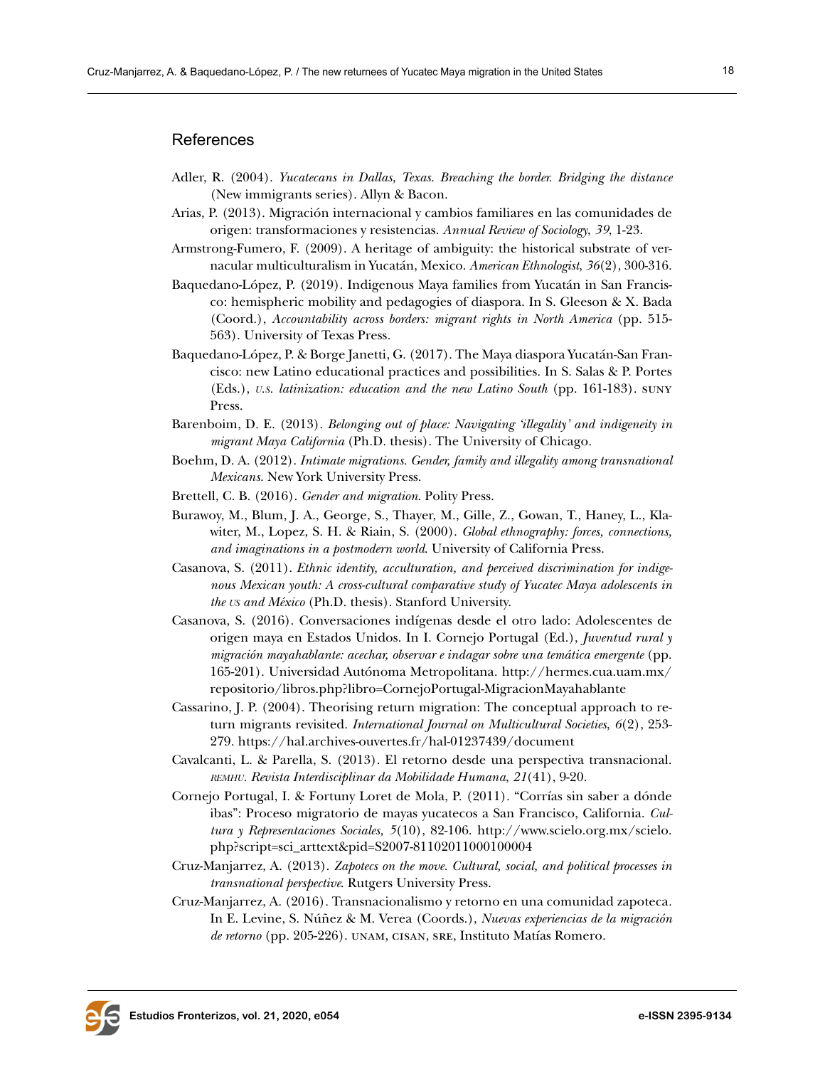## References

Adler, R. (2004). *Yucatecans in Dallas, Texas. Breaching the border. Bridging the distance* (New immigrants series). Allyn & Bacon.

Arias, P. (2013). Migración internacional y cambios familiares en las comunidades de origen: transformaciones y resistencias. *Annual Review of Sociology*, *39*, 1-23.

Armstrong-Fumero, F. (2009). A heritage of ambiguity: the historical substrate of vernacular multiculturalism in Yucatán, Mexico. *American Ethnologist*, *36*(2), 300-316.

Baquedano-López, P. (2019). Indigenous Maya families from Yucatán in San Francisco: hemispheric mobility and pedagogies of diaspora. In S. Gleeson & X. Bada (Coord.), *Accountability across borders: migrant rights in North America* (pp. 515-563). University of Texas Press.

Baquedano-López, P. & Borge Janetti, G. (2017). The Maya diaspora Yucatán-San Francisco: new Latino educational practices and possibilities. In S. Salas & P. Portes (Eds.), *U.S. latinization: education and the new Latino South* (pp. 161-183). SUNY Press.

Barenboim, D. E. (2013). *Belonging out of place: Navigating 'illegality' and indigeneity in migrant Maya California* (Ph.D. thesis). The University of Chicago.

Boehm, D. A. (2012). *Intimate migrations. Gender, family and illegality among transnational Mexicans.* New York University Press.

Brettell, C. B. (2016). *Gender and migration*. Polity Press.

Burawoy, M., Blum, J. A., George, S., Thayer, M., Gille, Z., Gowan, T., Haney, L., Klawiter, M., Lopez, S. H. & Riain, S. (2000). *Global ethnography: forces, connections, and imaginations in a postmodern world*. University of California Press.

Casanova, S. (2011). *Ethnic identity, acculturation, and perceived discrimination for indigenous Mexican youth: A cross-cultural comparative study of Yucatec Maya adolescents in the US and México* (Ph.D. thesis). Stanford University.

Casanova, S. (2016). Conversaciones indígenas desde el otro lado: Adolescentes de origen maya en Estados Unidos. In I. Cornejo Portugal (Ed.), *Juventud rural y migración mayahablante: acechar, observar e indagar sobre una temática emergente* (pp. 165-201). Universidad Autónoma Metropolitana. http://hermes.cua.uam.mx/repositorio/libros.php?libro=CornejoPortugal-MigracionMayahablante

Cassarino, J. P. (2004). Theorising return migration: The conceptual approach to return migrants revisited. *International Journal on Multicultural Societies*, *6*(2), 253-279. https://hal.archives-ouvertes.fr/hal-01237439/document

Cavalcanti, L. & Parella, S. (2013). El retorno desde una perspectiva transnacional. *REMHU. Revista Interdisciplinar da Mobilidade Humana*, *21*(41), 9-20.

Cornejo Portugal, I. & Fortuny Loret de Mola, P. (2011). "Corrías sin saber a dónde ibas": Proceso migratorio de mayas yucatecos a San Francisco, California. *Cultura y Representaciones Sociales, 5*(10), 82-106. http://www.scielo.org.mx/scielo.php?script=sci_arttext&pid=S2007-81102011000100004

Cruz-Manjarrez, A. (2013). *Zapotecs on the move. Cultural, social, and political processes in transnational perspective*. Rutgers University Press.

Cruz-Manjarrez, A. (2016). Transnacionalismo y retorno en una comunidad zapoteca. In E. Levine, S. Núñez & M. Verea (Coords.), *Nuevas experiencias de la migración de retorno* (pp. 205-226). UNAM, CISAN, SRE, Instituto Matías Romero.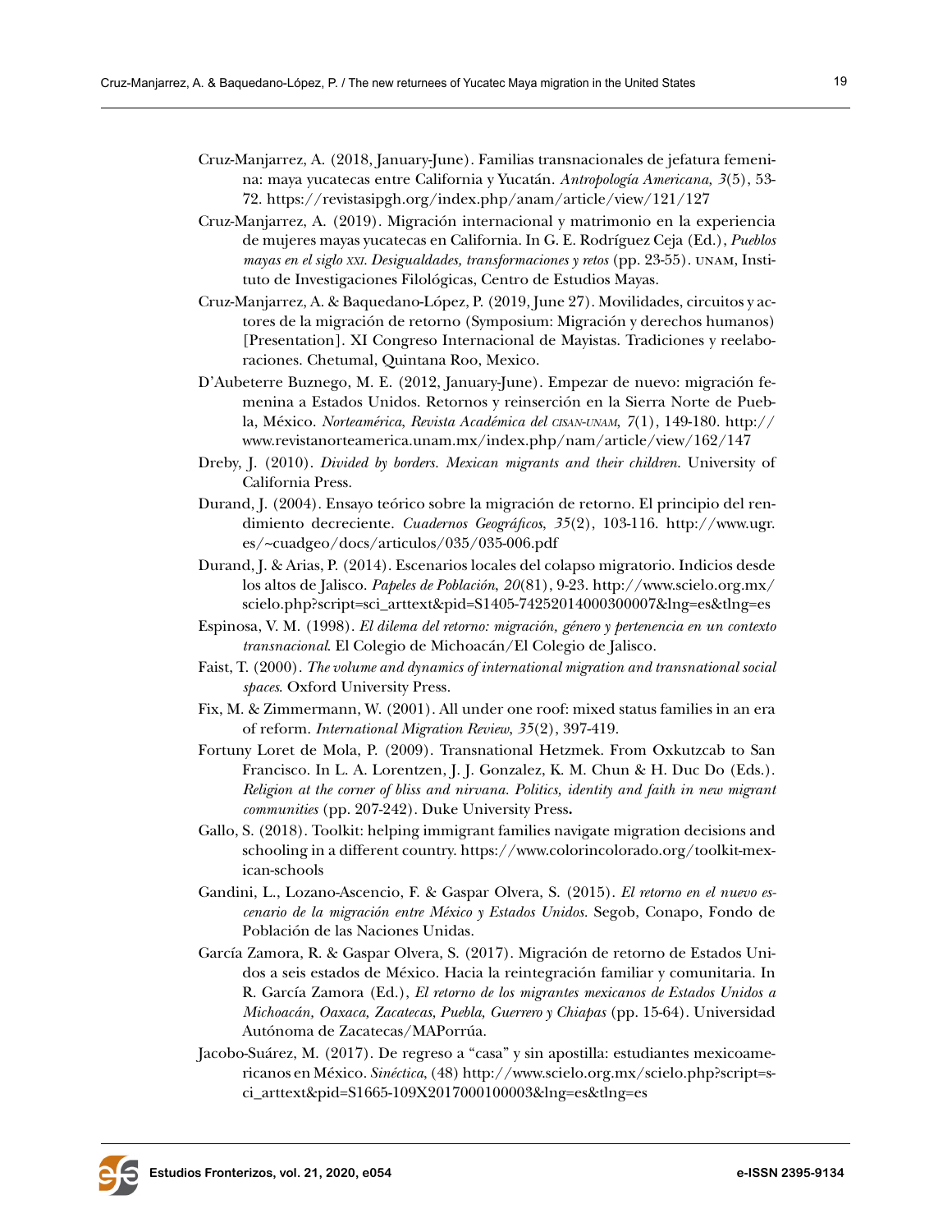Cruz-Manjarrez, A. (2018, January-June). Familias transnacionales de jefatura femenina: maya yucatecas entre California y Yucatán. *Antropología Americana, 3*(5), 53-72. https://revistasipgh.org/index.php/anam/article/view/121/127

Cruz-Manjarrez, A. (2019). Migración internacional y matrimonio en la experiencia de mujeres mayas yucatecas en California. In G. E. Rodríguez Ceja (Ed.), *Pueblos mayas en el siglo XXI. Desigualdades, transformaciones y retos* (pp. 23-55). UNAM, Instituto de Investigaciones Filológicas, Centro de Estudios Mayas.

Cruz-Manjarrez, A. & Baquedano-López, P. (2019, June 27). Movilidades, circuitos y actores de la migración de retorno (Symposium: Migración y derechos humanos) [Presentation]. XI Congreso Internacional de Mayistas. Tradiciones y reelaboraciones. Chetumal, Quintana Roo, Mexico.

D'Aubeterre Buznego, M. E. (2012, January-June). Empezar de nuevo: migración femenina a Estados Unidos. Retornos y reinserción en la Sierra Norte de Puebla, México. *Norteamérica, Revista Académica del CISAN-UNAM, 7*(1), 149-180. http://www.revistanorteamerica.unam.mx/index.php/nam/article/view/162/147

Dreby, J. (2010). *Divided by borders. Mexican migrants and their children.* University of California Press.

Durand, J. (2004). Ensayo teórico sobre la migración de retorno. El principio del rendimiento decreciente. *Cuadernos Geográficos, 35*(2), 103-116. http://www.ugr.es/~cuadgeo/docs/articulos/035/035-006.pdf

Durand, J. & Arias, P. (2014). Escenarios locales del colapso migratorio. Indicios desde los altos de Jalisco. *Papeles de Población, 20*(81), 9-23. http://www.scielo.org.mx/scielo.php?script=sci_arttext&pid=S1405-74252014000300007&lng=es&tlng=es

Espinosa, V. M. (1998). *El dilema del retorno: migración, género y pertenencia en un contexto transnacional*. El Colegio de Michoacán/El Colegio de Jalisco.

Faist, T. (2000). *The volume and dynamics of international migration and transnational social spaces*. Oxford University Press.

Fix, M. & Zimmermann, W. (2001). All under one roof: mixed status families in an era of reform. *International Migration Review, 35*(2), 397-419.

Fortuny Loret de Mola, P. (2009). Transnational Hetzmek. From Oxkutzcab to San Francisco. In L. A. Lorentzen, J. J. Gonzalez, K. M. Chun & H. Duc Do (Eds.). *Religion at the corner of bliss and nirvana. Politics, identity and faith in new migrant communities* (pp. 207-242). Duke University Press**.**

Gallo, S. (2018). Toolkit: helping immigrant families navigate migration decisions and schooling in a different country. https://www.colorincolorado.org/toolkit-mexican-schools

Gandini, L., Lozano-Ascencio, F. & Gaspar Olvera, S. (2015). *El retorno en el nuevo escenario de la migración entre México y Estados Unidos*. Segob, Conapo, Fondo de Población de las Naciones Unidas.

García Zamora, R. & Gaspar Olvera, S. (2017). Migración de retorno de Estados Unidos a seis estados de México. Hacia la reintegración familiar y comunitaria. In R. García Zamora (Ed.), *El retorno de los migrantes mexicanos de Estados Unidos a Michoacán, Oaxaca, Zacatecas, Puebla, Guerrero y Chiapas* (pp. 15-64). Universidad Autónoma de Zacatecas/MAPorrúa.

Jacobo-Suárez, M. (2017). De regreso a "casa" y sin apostilla: estudiantes mexicoamericanos en México. *Sinéctica*, (48) http://www.scielo.org.mx/scielo.php?script=sci_arttext&pid=S1665-109X2017000100003&lng=es&tlng=es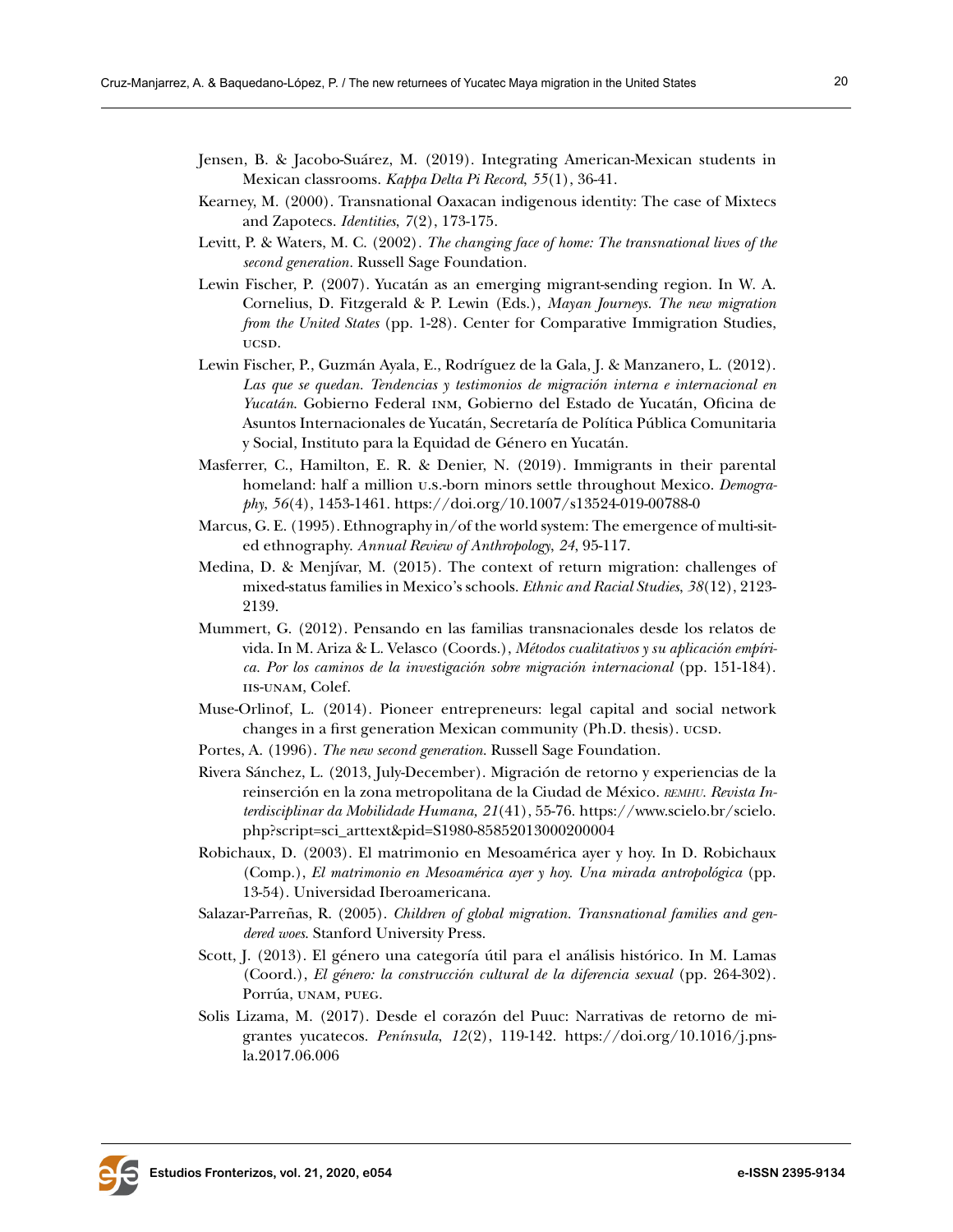Jensen, B. & Jacobo-Suárez, M. (2019). Integrating American-Mexican students in Mexican classrooms. *Kappa Delta Pi Record*, *55*(1), 36-41.

Kearney, M. (2000). Transnational Oaxacan indigenous identity: The case of Mixtecs and Zapotecs. *Identities*, *7*(2), 173-175.

Levitt, P. & Waters, M. C. (2002). *The changing face of home: The transnational lives of the second generation*. Russell Sage Foundation.

Lewin Fischer, P. (2007). Yucatán as an emerging migrant-sending region. In W. A. Cornelius, D. Fitzgerald & P. Lewin (Eds.), *Mayan Journeys. The new migration from the United States* (pp. 1-28). Center for Comparative Immigration Studies, UCSD.

Lewin Fischer, P., Guzmán Ayala, E., Rodríguez de la Gala, J. & Manzanero, L. (2012). *Las que se quedan. Tendencias y testimonios de migración interna e internacional en Yucatán*. Gobierno Federal INM, Gobierno del Estado de Yucatán, Oficina de Asuntos Internacionales de Yucatán, Secretaría de Política Pública Comunitaria y Social, Instituto para la Equidad de Género en Yucatán.

Masferrer, C., Hamilton, E. R. & Denier, N. (2019). Immigrants in their parental homeland: half a million U.S.-born minors settle throughout Mexico. *Demography*, *56*(4), 1453-1461. https://doi.org/10.1007/s13524-019-00788-0

Marcus, G. E. (1995). Ethnography in/of the world system: The emergence of multi-sited ethnography. *Annual Review of Anthropology*, *24*, 95-117.

Medina, D. & Menjívar, M. (2015). The context of return migration: challenges of mixed-status families in Mexico's schools. *Ethnic and Racial Studies*, *38*(12), 2123-2139.

Mummert, G. (2012). Pensando en las familias transnacionales desde los relatos de vida. In M. Ariza & L. Velasco (Coords.), *Métodos cualitativos y su aplicación empírica. Por los caminos de la investigación sobre migración internacional* (pp. 151-184). IIS-UNAM, Colef.

Muse-Orlinof, L. (2014). Pioneer entrepreneurs: legal capital and social network changes in a first generation Mexican community (Ph.D. thesis). UCSD.

Portes, A. (1996). *The new second generation*. Russell Sage Foundation.

Rivera Sánchez, L. (2013, July-December). Migración de retorno y experiencias de la reinserción en la zona metropolitana de la Ciudad de México. *REMHU. Revista Interdisciplinar da Mobilidade Humana, 21*(41), 55-76. https://www.scielo.br/scielo.php?script=sci_arttext&pid=S1980-85852013000200004

Robichaux, D. (2003). El matrimonio en Mesoamérica ayer y hoy. In D. Robichaux (Comp.), *El matrimonio en Mesoamérica ayer y hoy. Una mirada antropológica* (pp. 13-54). Universidad Iberoamericana.

Salazar-Parreñas, R. (2005). *Children of global migration. Transnational families and gendered woes*. Stanford University Press.

Scott, J. (2013). El género una categoría útil para el análisis histórico. In M. Lamas (Coord.), *El género: la construcción cultural de la diferencia sexual* (pp. 264-302). Porrúa, UNAM, PUEG.

Solis Lizama, M. (2017). Desde el corazón del Puuc: Narrativas de retorno de migrantes yucatecos. *Península*, *12*(2), 119-142. https://doi.org/10.1016/j.pnsla.2017.06.006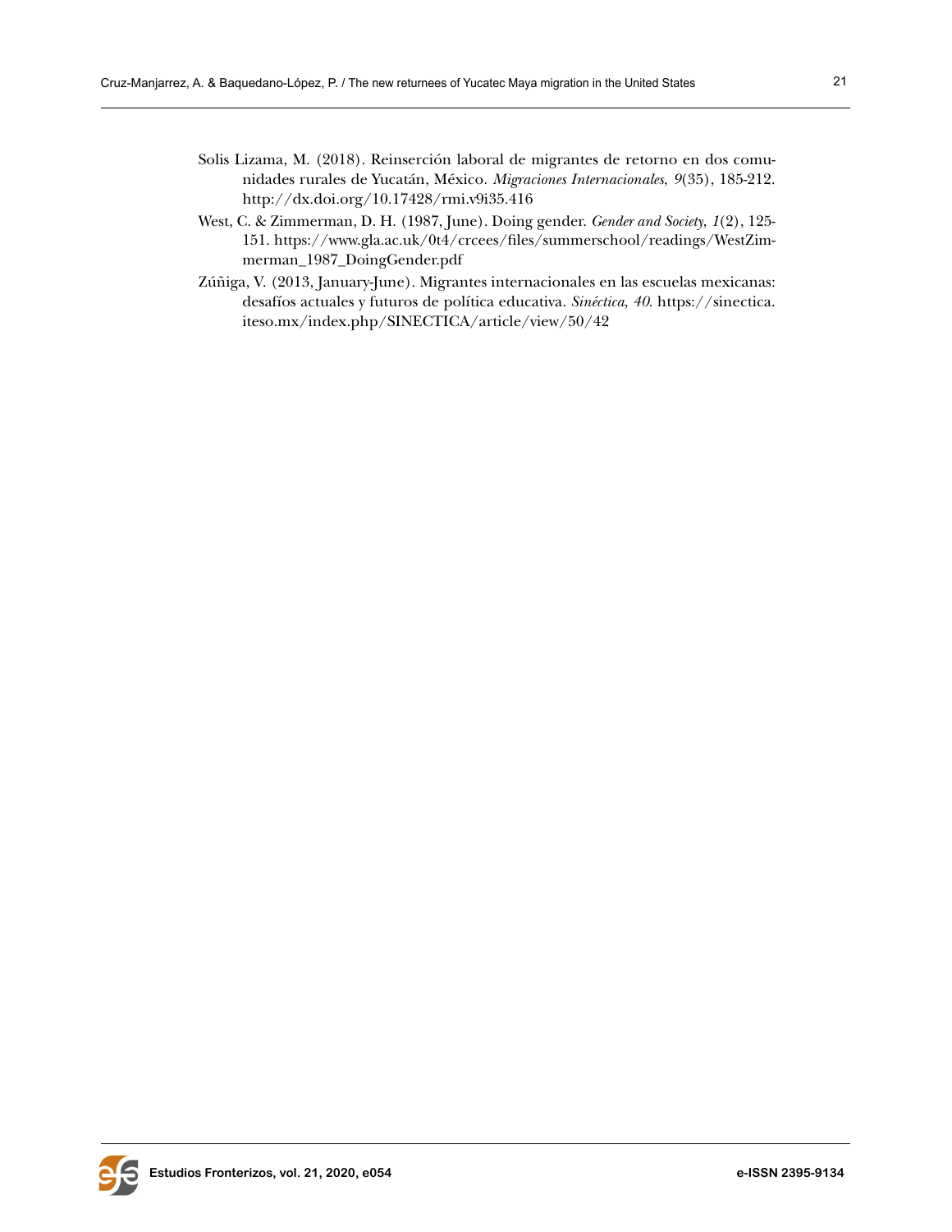Solis Lizama, M. (2018). Reinserción laboral de migrantes de retorno en dos comunidades rurales de Yucatán, México. *Migraciones Internacionales*, *9*(35), 185-212. http://dx.doi.org/10.17428/rmi.v9i35.416

West, C. & Zimmerman, D. H. (1987, June). Doing gender. *Gender and Society*, *1*(2), 125-151. https://www.gla.ac.uk/0t4/crcees/files/summerschool/readings/WestZimmerman_1987_DoingGender.pdf

Zúñiga, V. (2013, January-June). Migrantes internacionales en las escuelas mexicanas: desafíos actuales y futuros de política educativa. *Sinéctica*, *40*. https://sinectica.iteso.mx/index.php/SINECTICA/article/view/50/42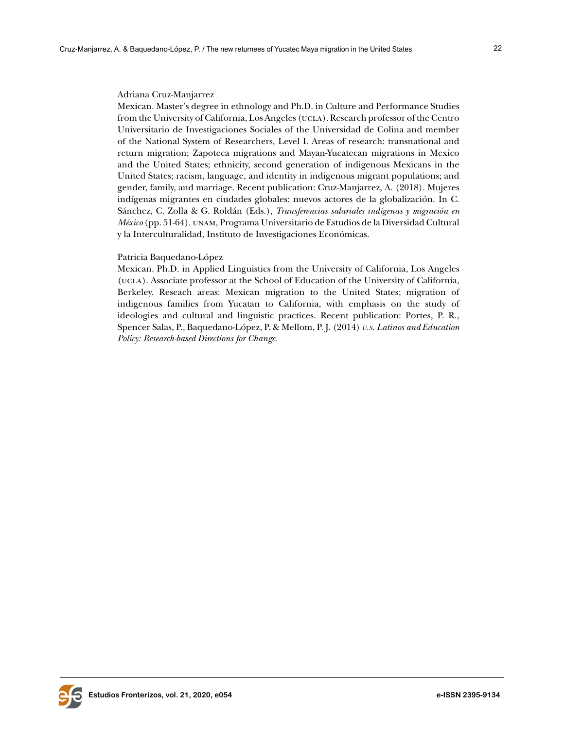Adriana Cruz-Manjarrez

Mexican. Master's degree in ethnology and Ph.D. in Culture and Performance Studies from the University of California, Los Angeles (UCLA). Research professor of the Centro Universitario de Investigaciones Sociales of the Universidad de Colina and member of the National System of Researchers, Level I. Areas of research: transnational and return migration; Zapoteca migrations and Mayan-Yucatecan migrations in Mexico and the United States; ethnicity, second generation of indigenous Mexicans in the United States; racism, language, and identity in indigenous migrant populations; and gender, family, and marriage. Recent publication: Cruz-Manjarrez, A. (2018). Mujeres indígenas migrantes en ciudades globales: nuevos actores de la globalización. In C. Sánchez, C. Zolla & G. Roldán (Eds.), *Transferencias salariales indígenas y migración en México* (pp. 51-64). UNAM, Programa Universitario de Estudios de la Diversidad Cultural y la Interculturalidad, Instituto de Investigaciones Económicas.

Patricia Baquedano-López

Mexican. Ph.D. in Applied Linguistics from the University of California, Los Angeles (UCLA). Associate professor at the School of Education of the University of California, Berkeley. Reseach areas: Mexican migration to the United States; migration of indigenous families from Yucatan to California, with emphasis on the study of ideologies and cultural and linguistic practices. Recent publication: Portes, P. R., Spencer Salas, P., Baquedano-López, P. & Mellom, P. J. (2014) *U.S. Latinos and Education Policy: Research-based Directions for Change.*